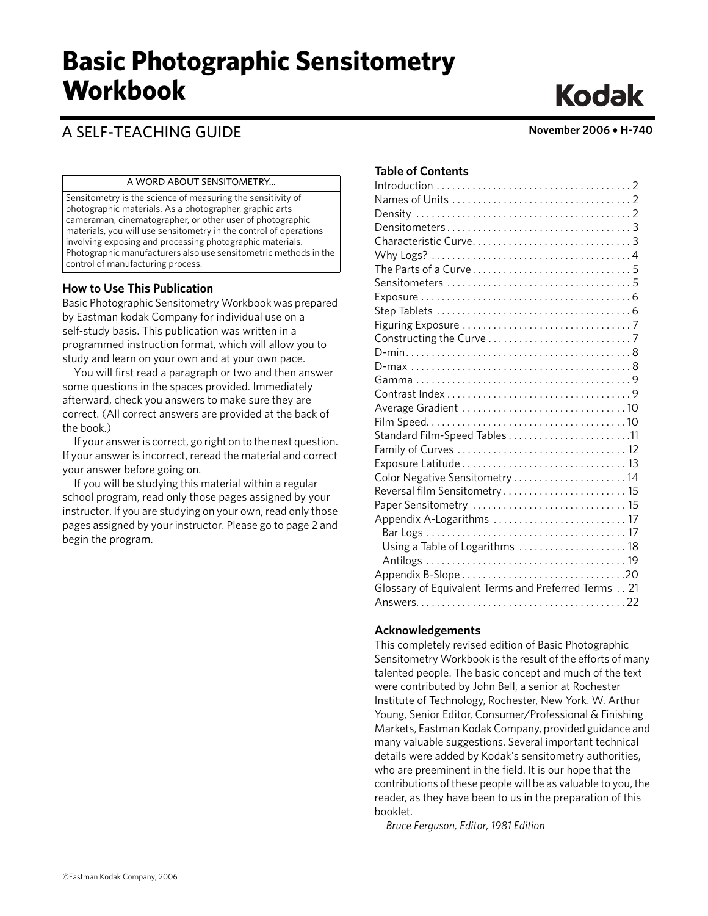# Basic Photographic Sensitometry Workbook

Kodak

## A SELF-TEACHING GUIDE

November 2006 • H-740

| A WORD ABOUT SENSITOMETRY... |
|---|
| Sensitometry is the science of measuring the sensitivity of photographic materials. As a photographer, graphic arts cameraman, cinematographer, or other user of photographic materials, you will use sensitometry in the control of operations involving exposing and processing photographic materials. Photographic manufacturers also use sensitometric methods in the control of manufacturing process. |

### How to Use This Publication

Basic Photographic Sensitometry Workbook was prepared by Eastman kodak Company for individual use on a self-study basis. This publication was written in a programmed instruction format, which will allow you to study and learn on your own and at your own pace.

You will first read a paragraph or two and then answer some questions in the spaces provided. Immediately afterward, check you answers to make sure they are correct. (All correct answers are provided at the back of the book.)

If your answer is correct, go right on to the next question. If your answer is incorrect, reread the material and correct your answer before going on.

If you will be studying this material within a regular school program, read only those pages assigned by your instructor. If you are studying on your own, read only those pages assigned by your instructor. Please go to page 2 and begin the program.

### Table of Contents

| | |
|---|---|
| Introduction | 2 |
| Names of Units | 2 |
| Density | 2 |
| Densitometers | 3 |
| Characteristic Curve | 3 |
| Why Logs? | 4 |
| The Parts of a Curve | 5 |
| Sensitometers | 5 |
| Exposure | 6 |
| Step Tablets | 6 |
| Figuring Exposure | 7 |
| Constructing the Curve | 7 |
| D-min | 8 |
| D-max | 8 |
| Gamma | 9 |
| Contrast Index | 9 |
| Average Gradient | 10 |
| Film Speed | 10 |
| Standard Film-Speed Tables | 11 |
| Family of Curves | 12 |
| Exposure Latitude | 13 |
| Color Negative Sensitometry | 14 |
| Reversal film Sensitometry | 15 |
| Paper Sensitometry | 15 |
| Appendix A-Logarithms | 17 |
| Bar Logs | 17 |
| Using a Table of Logarithms | 18 |
| Antilogs | 19 |
| Appendix B-Slope | 20 |
| Glossary of Equivalent Terms and Preferred Terms | 21 |
| Answers | 22 |

### Acknowledgements

This completely revised edition of Basic Photographic Sensitometry Workbook is the result of the efforts of many talented people. The basic concept and much of the text were contributed by John Bell, a senior at Rochester Institute of Technology, Rochester, New York. W. Arthur Young, Senior Editor, Consumer/Professional & Finishing Markets, Eastman Kodak Company, provided guidance and many valuable suggestions. Several important technical details were added by Kodak's sensitometry authorities, who are preeminent in the field. It is our hope that the contributions of these people will be as valuable to you, the reader, as they have been to us in the preparation of this booklet.

*Bruce Ferguson, Editor, 1981 Edition*

©Eastman Kodak Company, 2006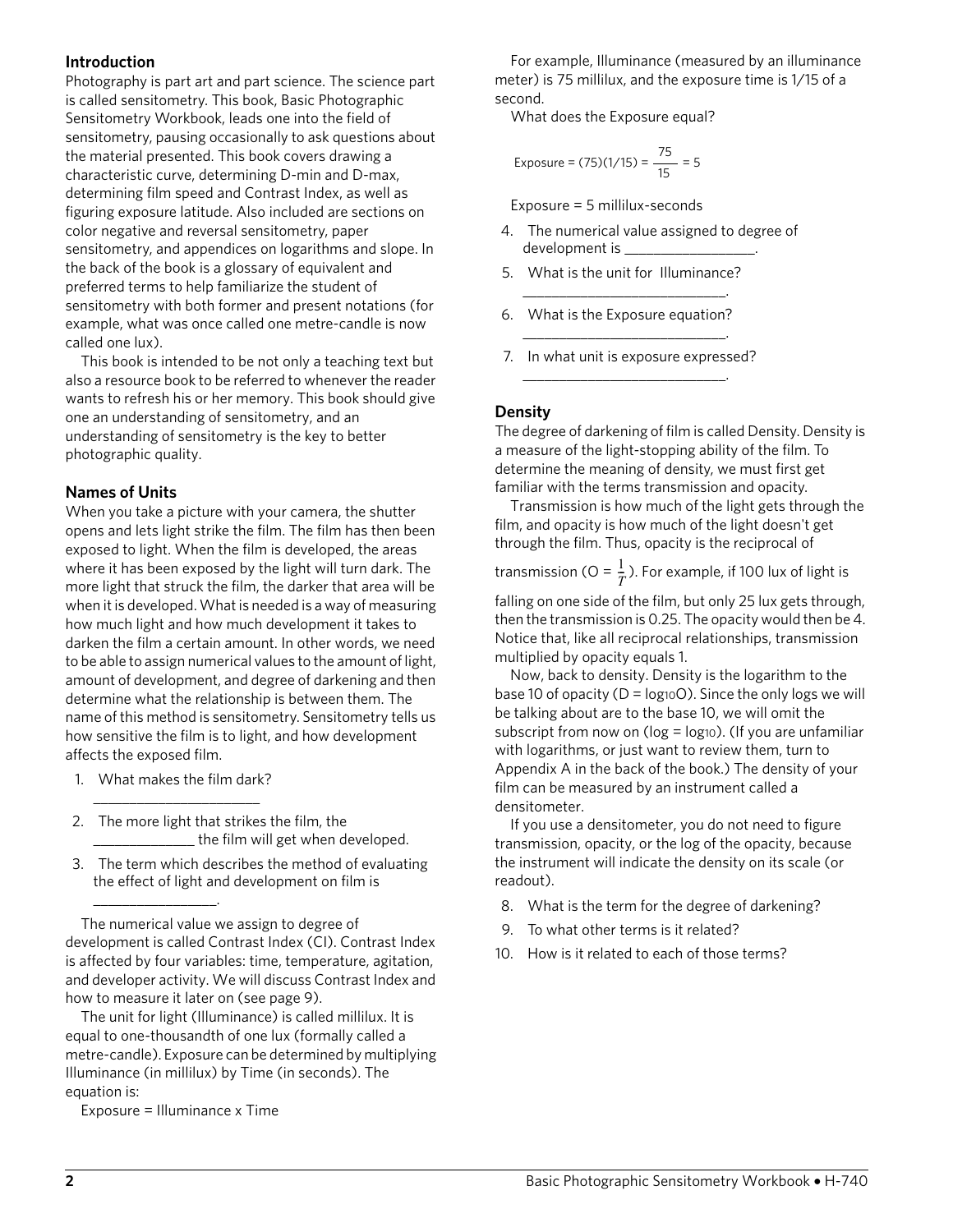## Introduction

Photography is part art and part science. The science part is called sensitometry. This book, Basic Photographic Sensitometry Workbook, leads one into the field of sensitometry, pausing occasionally to ask questions about the material presented. This book covers drawing a characteristic curve, determining D-min and D-max, determining film speed and Contrast Index, as well as figuring exposure latitude. Also included are sections on color negative and reversal sensitometry, paper sensitometry, and appendices on logarithms and slope. In the back of the book is a glossary of equivalent and preferred terms to help familiarize the student of sensitometry with both former and present notations (for example, what was once called one metre-candle is now called one lux).

This book is intended to be not only a teaching text but also a resource book to be referred to whenever the reader wants to refresh his or her memory. This book should give one an understanding of sensitometry, and an understanding of sensitometry is the key to better photographic quality.

## Names of Units

When you take a picture with your camera, the shutter opens and lets light strike the film. The film has then been exposed to light. When the film is developed, the areas where it has been exposed by the light will turn dark. The more light that struck the film, the darker that area will be when it is developed. What is needed is a way of measuring how much light and how much development it takes to darken the film a certain amount. In other words, we need to be able to assign numerical values to the amount of light, amount of development, and degree of darkening and then determine what the relationship is between them. The name of this method is sensitometry. Sensitometry tells us how sensitive the film is to light, and how development affects the exposed film.

1. What makes the film dark?
   ____________________
2. The more light that strikes the film, the ____________ the film will get when developed.
3. The term which describes the method of evaluating the effect of light and development on film is ________________.

The numerical value we assign to degree of development is called Contrast Index (CI). Contrast Index is affected by four variables: time, temperature, agitation, and developer activity. We will discuss Contrast Index and how to measure it later on (see page 9).

The unit for light (Illuminance) is called millilux. It is equal to one-thousandth of one lux (formally called a metre-candle). Exposure can be determined by multiplying Illuminance (in millilux) by Time (in seconds). The equation is:

Exposure = Illuminance x Time

For example, Illuminance (measured by an illuminance meter) is 75 millilux, and the exposure time is 1/15 of a second.

What does the Exposure equal?

$$\text{Exposure} = (75)(1/15) = \frac{75}{15} = 5$$

Exposure = 5 millilux-seconds

4. The numerical value assigned to degree of development is ________________.
5. What is the unit for Illuminance?
   ________________________.
6. What is the Exposure equation?
   ________________________.
7. In what unit is exposure expressed?
   ________________________.

## Density

The degree of darkening of film is called Density. Density is a measure of the light-stopping ability of the film. To determine the meaning of density, we must first get familiar with the terms transmission and opacity.

Transmission is how much of the light gets through the film, and opacity is how much of the light doesn't get through the film. Thus, opacity is the reciprocal of transmission ($O = \frac{1}{T}$). For example, if 100 lux of light is falling on one side of the film, but only 25 lux gets through, then the transmission is 0.25. The opacity would then be 4. Notice that, like all reciprocal relationships, transmission multiplied by opacity equals 1.

Now, back to density. Density is the logarithm to the base 10 of opacity ($D = \log_{10}O$). Since the only logs we will be talking about are to the base 10, we will omit the subscript from now on ($\log = \log_{10}$). (If you are unfamiliar with logarithms, or just want to review them, turn to Appendix A in the back of the book.) The density of your film can be measured by an instrument called a densitometer.

If you use a densitometer, you do not need to figure transmission, opacity, or the log of the opacity, because the instrument will indicate the density on its scale (or readout).

8. What is the term for the degree of darkening?
9. To what other terms is it related?
10. How is it related to each of those terms?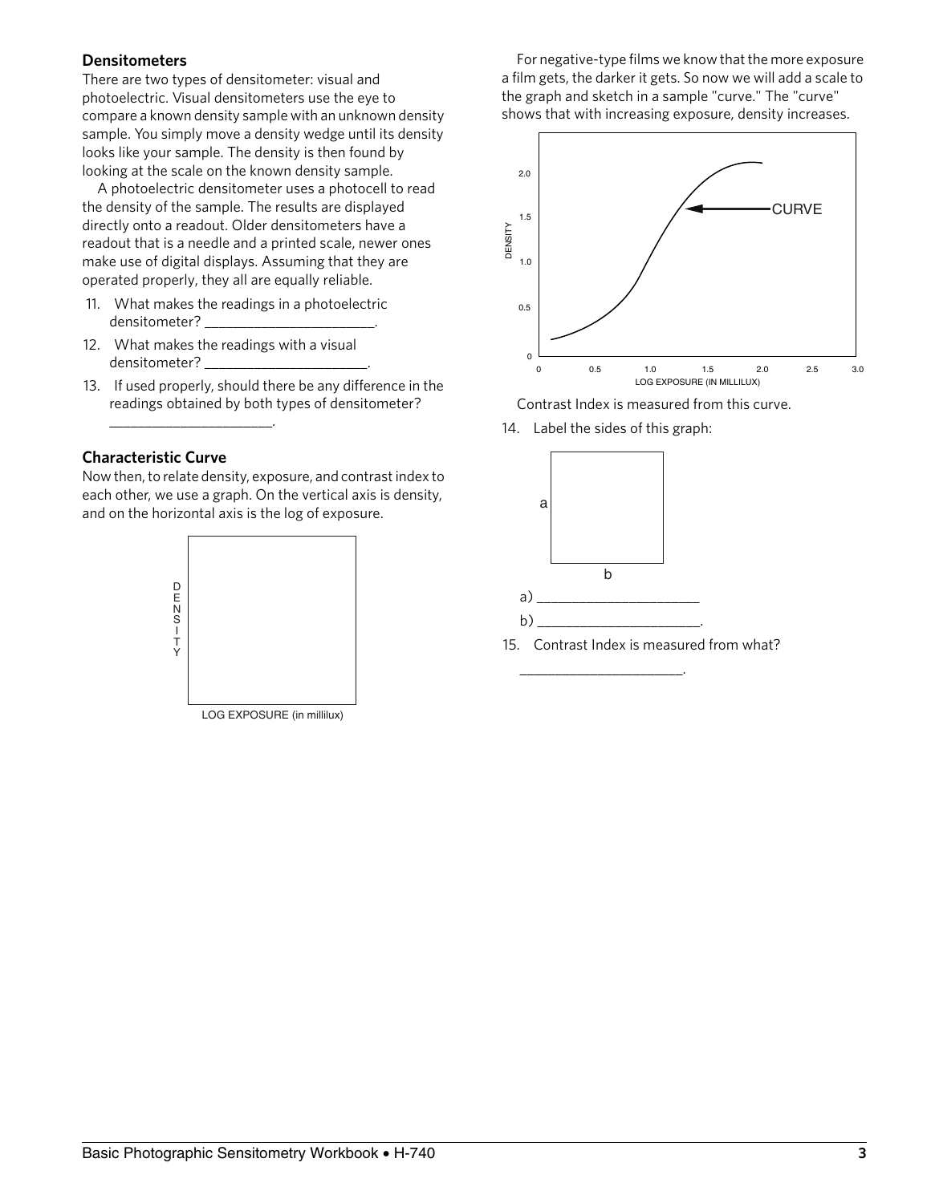### Densitometers

There are two types of densitometer: visual and photoelectric. Visual densitometers use the eye to compare a known density sample with an unknown density sample. You simply move a density wedge until its density looks like your sample. The density is then found by looking at the scale on the known density sample.

A photoelectric densitometer uses a photocell to read the density of the sample. The results are displayed directly onto a readout. Older densitometers have a readout that is a needle and a printed scale, newer ones make use of digital displays. Assuming that they are operated properly, they all are equally reliable.

11. What makes the readings in a photoelectric densitometer? ______________________.
12. What makes the readings with a visual densitometer? ______________________.
13. If used properly, should there be any difference in the readings obtained by both types of densitometer? ______________________.

### Characteristic Curve

Now then, to relate density, exposure, and contrast index to each other, we use a graph. On the vertical axis is density, and on the horizontal axis is the log of exposure.

DENSITY

LOG EXPOSURE (in millilux)

For negative-type films we know that the more exposure a film gets, the darker it gets. So now we will add a scale to the graph and sketch in a sample "curve." The "curve" shows that with increasing exposure, density increases.

DENSITY — CURVE — LOG EXPOSURE (IN MILLILUX)

Contrast Index is measured from this curve.

14. Label the sides of this graph:

a) ______________________

b) ______________________.

15. Contrast Index is measured from what? ______________________.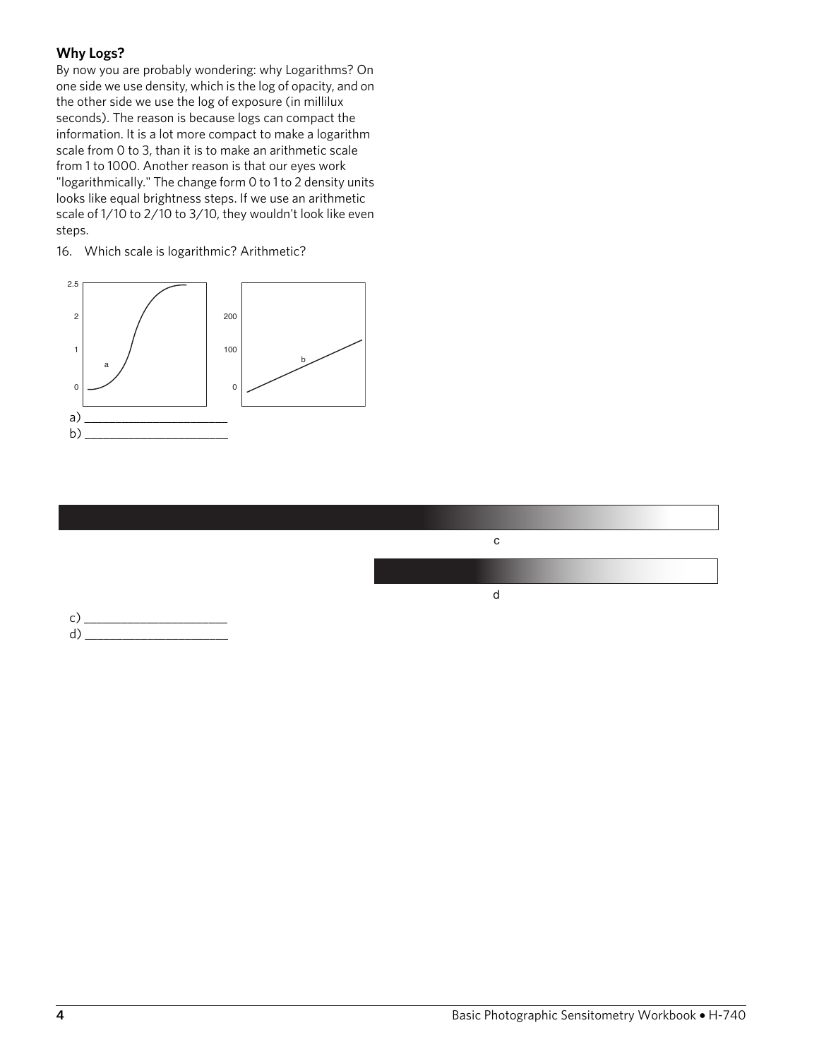### Why Logs?

By now you are probably wondering: why Logarithms? On one side we use density, which is the log of opacity, and on the other side we use the log of exposure (in millilux seconds). The reason is because logs can compact the information. It is a lot more compact to make a logarithm scale from 0 to 3, than it is to make an arithmetic scale from 1 to 1000. Another reason is that our eyes work "logarithmically." The change form 0 to 1 to 2 density units looks like equal brightness steps. If we use an arithmetic scale of 1/10 to 2/10 to 3/10, they wouldn't look like even steps.

16. Which scale is logarithmic? Arithmetic?

a) ______________________

b) ______________________

c) ______________________

d) ______________________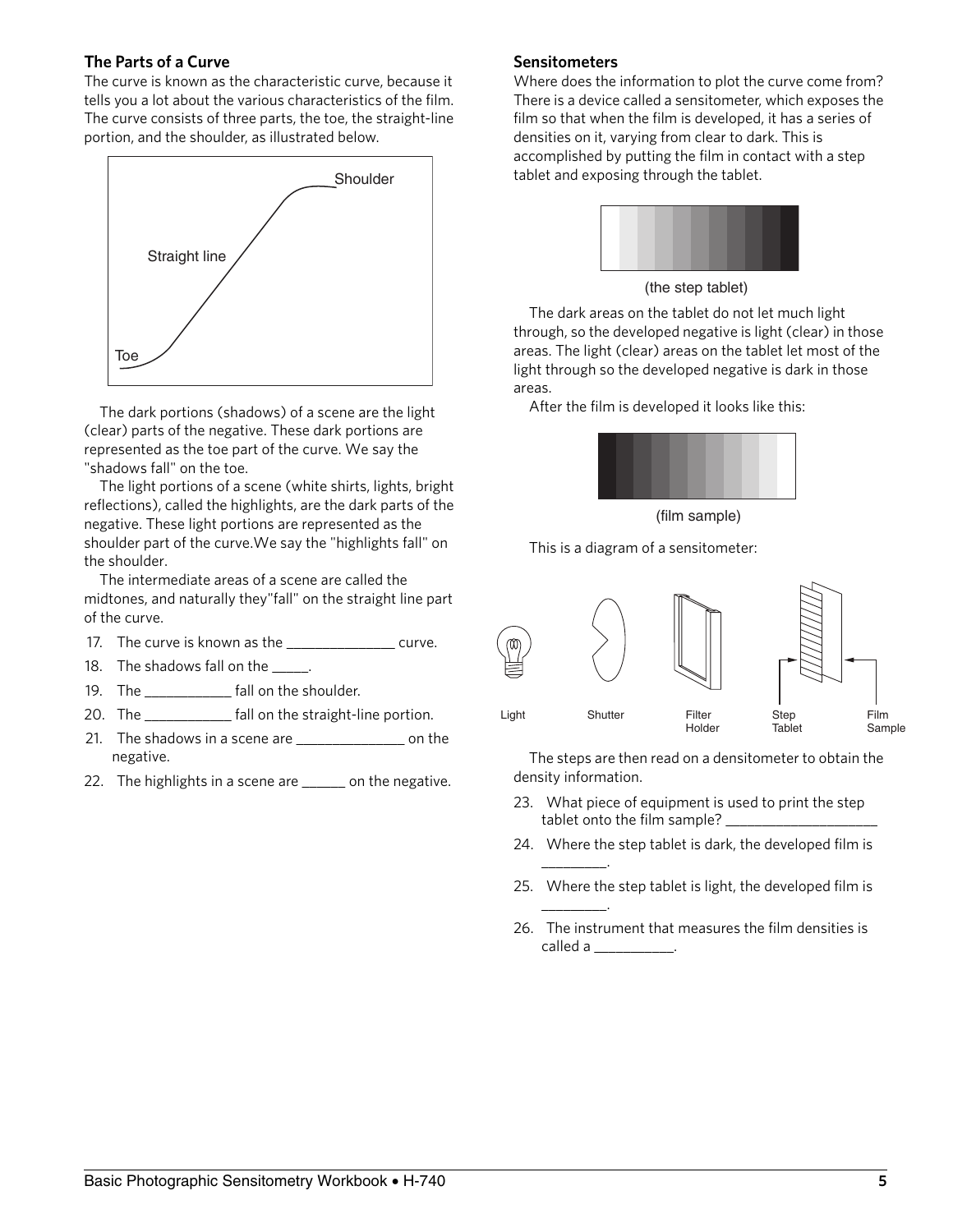## The Parts of a Curve

The curve is known as the characteristic curve, because it tells you a lot about the various characteristics of the film. The curve consists of three parts, the toe, the straight-line portion, and the shoulder, as illustrated below.

The dark portions (shadows) of a scene are the light (clear) parts of the negative. These dark portions are represented as the toe part of the curve. We say the "shadows fall" on the toe.

The light portions of a scene (white shirts, lights, bright reflections), called the highlights, are the dark parts of the negative. These light portions are represented as the shoulder part of the curve.We say the "highlights fall" on the shoulder.

The intermediate areas of a scene are called the midtones, and naturally they"fall" on the straight line part of the curve.

17. The curve is known as the _______________ curve.
18. The shadows fall on the _____.
19. The ____________ fall on the shoulder.
20. The ____________ fall on the straight-line portion.
21. The shadows in a scene are _______________ on the negative.
22. The highlights in a scene are ______ on the negative.

## Sensitometers

Where does the information to plot the curve come from? There is a device called a sensitometer, which exposes the film so that when the film is developed, it has a series of densities on it, varying from clear to dark. This is accomplished by putting the film in contact with a step tablet and exposing through the tablet.

(the step tablet)

The dark areas on the tablet do not let much light through, so the developed negative is light (clear) in those areas. The light (clear) areas on the tablet let most of the light through so the developed negative is dark in those areas.

After the film is developed it looks like this:

(film sample)

This is a diagram of a sensitometer:

The steps are then read on a densitometer to obtain the density information.

23. What piece of equipment is used to print the step tablet onto the film sample? ____________________
24. Where the step tablet is dark, the developed film is _________.
25. Where the step tablet is light, the developed film is _________.
26. The instrument that measures the film densities is called a ___________.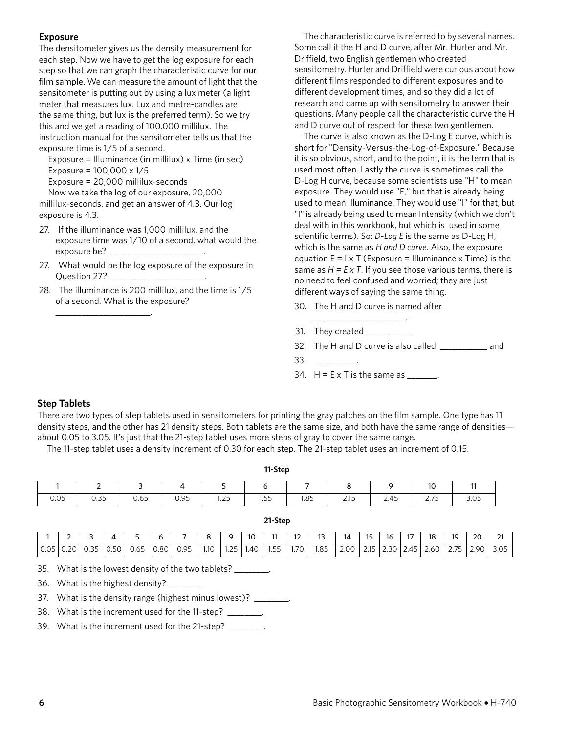## Exposure

The densitometer gives us the density measurement for each step. Now we have to get the log exposure for each step so that we can graph the characteristic curve for our film sample. We can measure the amount of light that the sensitometer is putting out by using a lux meter (a light meter that measures lux. Lux and metre-candles are the same thing, but lux is the preferred term). So we try this and we get a reading of 100,000 millilux. The instruction manual for the sensitometer tells us that the exposure time is 1/5 of a second.

Exposure = Illuminance (in millilux) x Time (in sec)

Exposure = 100,000 x 1/5

Exposure = 20,000 millilux-seconds

Now we take the log of our exposure, 20,000 millilux-seconds, and get an answer of 4.3. Our log exposure is 4.3.

27. If the illuminance was 1,000 millilux, and the exposure time was 1/10 of a second, what would the exposure be? ____________________.
27. What would be the log exposure of the exposure in Question 27? ____________________.
28. The illuminance is 200 millilux, and the time is 1/5 of a second. What is the exposure? ____________________.

The characteristic curve is referred to by several names. Some call it the H and D curve, after Mr. Hurter and Mr. Driffield, two English gentlemen who created sensitometry. Hurter and Driffield were curious about how different films responded to different exposures and to different development times, and so they did a lot of research and came up with sensitometry to answer their questions. Many people call the characteristic curve the H and D curve out of respect for these two gentlemen.

The curve is also known as the D-Log E curve, which is short for "Density-Versus-the-Log-of-Exposure." Because it is so obvious, short, and to the point, it is the term that is used most often. Lastly the curve is sometimes call the D-Log H curve, because some scientists use "H" to mean exposure. They would use "E," but that is already being used to mean Illuminance. They would use "I" for that, but "I" is already being used to mean Intensity (which we don't deal with in this workbook, but which is used in some scientific terms). So: *D-Log E* is the same as D-Log H, which is the same as *H and D curve*. Also, the exposure equation E = I x T (Exposure = Illuminance x Time) is the same as *H = E x T*. If you see those various terms, there is no need to feel confused and worried; they are just different ways of saying the same thing.

30. The H and D curve is named after ____________________.
31. They created __________.
32. The H and D curve is also called __________ and
33. _________.
34. H = E x T is the same as _______.

## Step Tablets

There are two types of step tablets used in sensitometers for printing the gray patches on the film sample. One type has 11 density steps, and the other has 21 density steps. Both tablets are the same size, and both have the same range of densities—about 0.05 to 3.05. It's just that the 21-step tablet uses more steps of gray to cover the same range.

The 11-step tablet uses a density increment of 0.30 for each step. The 21-step tablet uses an increment of 0.15.

**11-Step**

| 1 | 2 | 3 | 4 | 5 | 6 | 7 | 8 | 9 | 10 | 11 |
|---|---|---|---|---|---|---|---|---|---|---|
| 0.05 | 0.35 | 0.65 | 0.95 | 1.25 | 1.55 | 1.85 | 2.15 | 2.45 | 2.75 | 3.05 |

**21-Step**

| 1 | 2 | 3 | 4 | 5 | 6 | 7 | 8 | 9 | 10 | 11 | 12 | 13 | 14 | 15 | 16 | 17 | 18 | 19 | 20 | 21 |
|---|---|---|---|---|---|---|---|---|---|---|---|---|---|---|---|---|---|---|---|---|
| 0.05 | 0.20 | 0.35 | 0.50 | 0.65 | 0.80 | 0.95 | 1.10 | 1.25 | 1.40 | 1.55 | 1.70 | 1.85 | 2.00 | 2.15 | 2.30 | 2.45 | 2.60 | 2.75 | 2.90 | 3.05 |

35. What is the lowest density of the two tablets? ________.
36. What is the highest density? ________
37. What is the density range (highest minus lowest)? ________.
38. What is the increment used for the 11-step? ________.
39. What is the increment used for the 21-step? ________.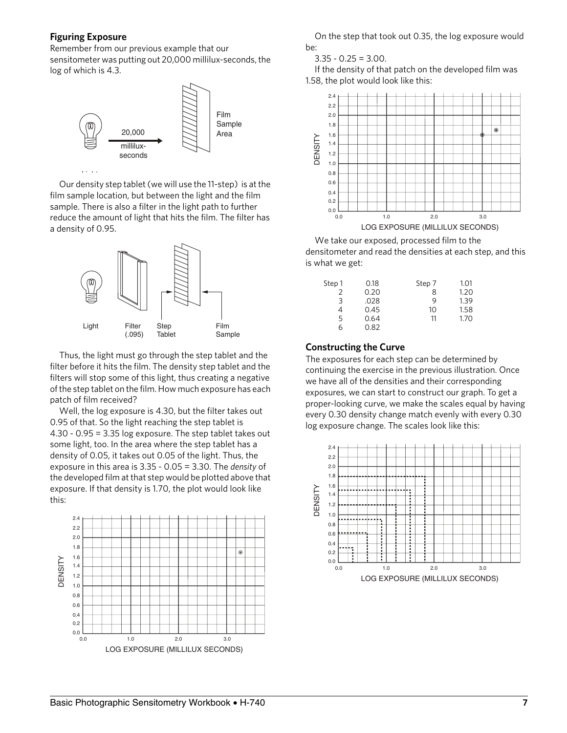### Figuring Exposure

Remember from our previous example that our sensitometer was putting out 20,000 millilux-seconds, the log of which is 4.3.

Our density step tablet (we will use the 11-step) is at the film sample location, but between the light and the film sample. There is also a filter in the light path to further reduce the amount of light that hits the film. The filter has a density of 0.95.

Thus, the light must go through the step tablet and the filter before it hits the film. The density step tablet and the filters will stop some of this light, thus creating a negative of the step tablet on the film. How much exposure has each patch of film received?

Well, the log exposure is 4.30, but the filter takes out 0.95 of that. So the light reaching the step tablet is 4.30 - 0.95 = 3.35 log exposure. The step tablet takes out some light, too. In the area where the step tablet has a density of 0.05, it takes out 0.05 of the light. Thus, the exposure in this area is 3.35 - 0.05 = 3.30. The *density* of the developed film at that step would be plotted above that exposure. If that density is 1.70, the plot would look like this:

On the step that took out 0.35, the log exposure would be:

3.35 - 0.25 = 3.00.

If the density of that patch on the developed film was 1.58, the plot would look like this:

We take our exposed, processed film to the densitometer and read the densities at each step, and this is what we get:

| Step | Density | Step | Density |
|---|---|---|---|
| Step 1 | 0.18 | Step 7 | 1.01 |
| 2 | 0.20 | 8 | 1.20 |
| 3 | .028 | 9 | 1.39 |
| 4 | 0.45 | 10 | 1.58 |
| 5 | 0.64 | 11 | 1.70 |
| 6 | 0.82 | | |

### Constructing the Curve

The exposures for each step can be determined by continuing the exercise in the previous illustration. Once we have all of the densities and their corresponding exposures, we can start to construct our graph. To get a proper-looking curve, we make the scales equal by having every 0.30 density change match evenly with every 0.30 log exposure change. The scales look like this: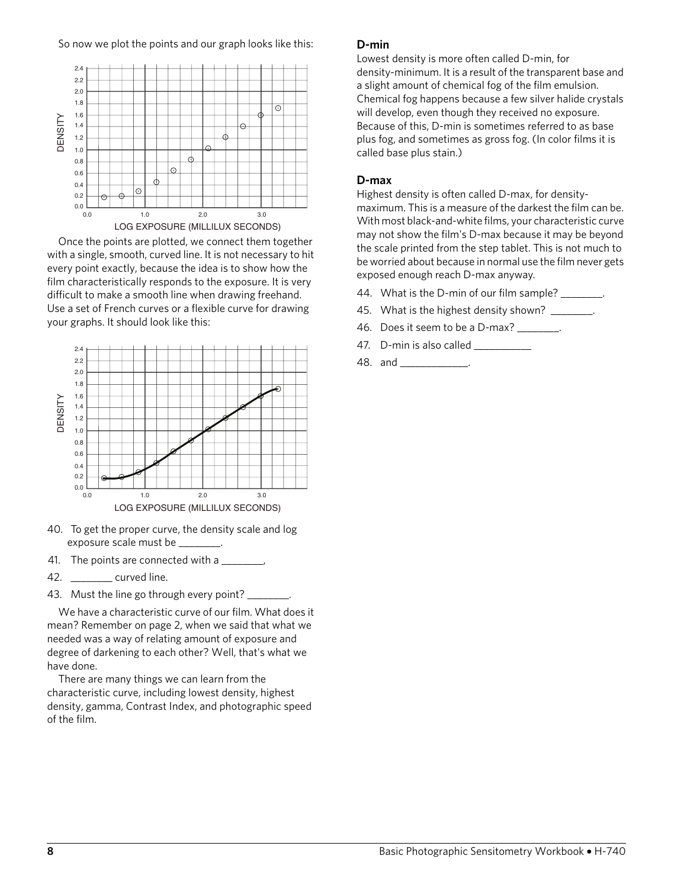So now we plot the points and our graph looks like this:

Once the points are plotted, we connect them together with a single, smooth, curved line. It is not necessary to hit every point exactly, because the idea is to show how the film characteristically responds to the exposure. It is very difficult to make a smooth line when drawing freehand. Use a set of French curves or a flexible curve for drawing your graphs. It should look like this:

40. To get the proper curve, the density scale and log exposure scale must be ________.
41. The points are connected with a ________,
42. ________ curved line.
43. Must the line go through every point? ________.

We have a characteristic curve of our film. What does it mean? Remember on page 2, when we said that what we needed was a way of relating amount of exposure and degree of darkening to each other? Well, that's what we have done.

There are many things we can learn from the characteristic curve, including lowest density, highest density, gamma, Contrast Index, and photographic speed of the film.

### D-min

Lowest density is more often called D-min, for density-minimum. It is a result of the transparent base and a slight amount of chemical fog of the film emulsion. Chemical fog happens because a few silver halide crystals will develop, even though they received no exposure. Because of this, D-min is sometimes referred to as base plus fog, and sometimes as gross fog. (In color films it is called base plus stain.)

### D-max

Highest density is often called D-max, for density-maximum. This is a measure of the darkest the film can be. With most black-and-white films, your characteristic curve may not show the film's D-max because it may be beyond the scale printed from the step tablet. This is not much to be worried about because in normal use the film never gets exposed enough reach D-max anyway.

44. What is the D-min of our film sample? ________.
45. What is the highest density shown? ________.
46. Does it seem to be a D-max? ________.
47. D-min is also called __________
48. and ____________.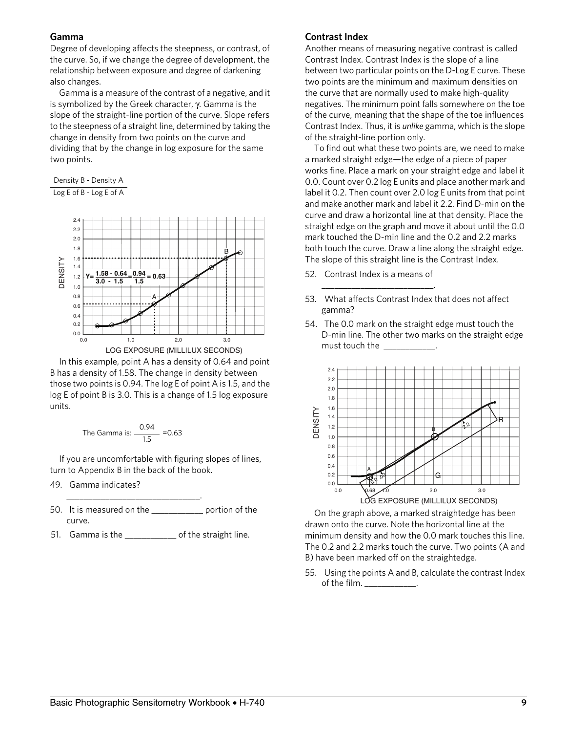## Gamma

Degree of developing affects the steepness, or contrast, of the curve. So, if we change the degree of development, the relationship between exposure and degree of darkening also changes.

Gamma is a measure of the contrast of a negative, and it is symbolized by the Greek character, γ. Gamma is the slope of the straight-line portion of the curve. Slope refers to the steepness of a straight line, determined by taking the change in density from two points on the curve and dividing that by the change in log exposure for the same two points.

$$\frac{\text{Density B - Density A}}{\text{Log E of B - Log E of A}}$$

$$Y = \frac{1.58 - 0.64}{3.0 - 1.5} = \frac{0.94}{1.5} = 0.63$$

In this example, point A has a density of 0.64 and point B has a density of 1.58. The change in density between those two points is 0.94. The log E of point A is 1.5, and the log E of point B is 3.0. This is a change of 1.5 log exposure units.

$$\text{The Gamma is: } \frac{0.94}{1.5} = 0.63$$

If you are uncomfortable with figuring slopes of lines, turn to Appendix B in the back of the book.

49. Gamma indicates? \_\_\_\_\_\_\_\_\_\_\_\_\_\_\_\_\_\_\_\_\_\_\_\_\_\_\_\_.
50. It is measured on the \_\_\_\_\_\_\_\_\_\_\_ portion of the curve.
51. Gamma is the \_\_\_\_\_\_\_\_\_\_\_ of the straight line.

## Contrast Index

Another means of measuring negative contrast is called Contrast Index. Contrast Index is the slope of a line between two particular points on the D-Log E curve. These two points are the minimum and maximum densities on the curve that are normally used to make high-quality negatives. The minimum point falls somewhere on the toe of the curve, meaning that the shape of the toe influences Contrast Index. Thus, it is *unlike* gamma, which is the slope of the straight-line portion only.

To find out what these two points are, we need to make a marked straight edge—the edge of a piece of paper works fine. Place a mark on your straight edge and label it 0.0. Count over 0.2 log E units and place another mark and label it 0.2. Then count over 2.0 log E units from that point and make another mark and label it 2.2. Find D-min on the curve and draw a horizontal line at that density. Place the straight edge on the graph and move it about until the 0.0 mark touched the D-min line and the 0.2 and 2.2 marks both touch the curve. Draw a line along the straight edge. The slope of this straight line is the Contrast Index.

52. Contrast Index is a means of \_\_\_\_\_\_\_\_\_\_\_\_\_\_\_\_\_\_\_\_\_\_\_\_.
53. What affects Contrast Index that does not affect gamma?
54. The 0.0 mark on the straight edge must touch the D-min line. The other two marks on the straight edge must touch the \_\_\_\_\_\_\_\_\_\_\_.

On the graph above, a marked straightedge has been drawn onto the curve. Note the horizontal line at the minimum density and how the 0.0 mark touches this line. The 0.2 and 2.2 marks touch the curve. Two points (A and B) have been marked off on the straightedge.

55. Using the points A and B, calculate the contrast Index of the film. \_\_\_\_\_\_\_\_\_\_\_.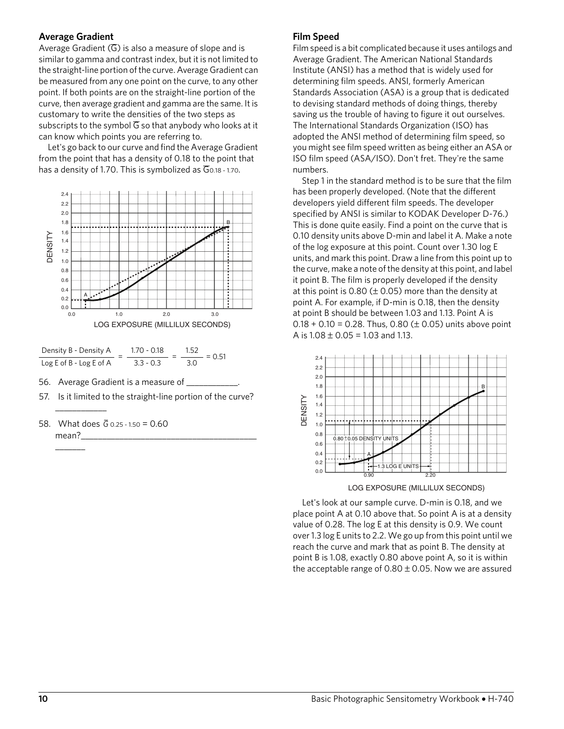### Average Gradient

Average Gradient ($\overline{G}$) is also a measure of slope and is similar to gamma and contrast index, but it is not limited to the straight-line portion of the curve. Average Gradient can be measured from any one point on the curve, to any other point. If both points are on the straight-line portion of the curve, then average gradient and gamma are the same. It is customary to write the densities of the two steps as subscripts to the symbol $\overline{G}$ so that anybody who looks at it can know which points you are referring to.

Let's go back to our curve and find the Average Gradient from the point that has a density of 0.18 to the point that has a density of 1.70. This is symbolized as $\overline{G}_{0.18 - 1.70}$.

$$\frac{\text{Density B - Density A}}{\text{Log E of B - Log E of A}} = \frac{1.70 - 0.18}{3.3 - 0.3} = \frac{1.52}{3.0} = 0.51$$

56. Average Gradient is a measure of ___________.
57. Is it limited to the straight-line portion of the curve? ___________
58. What does $\overline{G}_{0.25 - 1.50} = 0.60$ mean?_______________________________________ _______

### Film Speed

Film speed is a bit complicated because it uses antilogs and Average Gradient. The American National Standards Institute (ANSI) has a method that is widely used for determining film speeds. ANSI, formerly American Standards Association (ASA) is a group that is dedicated to devising standard methods of doing things, thereby saving us the trouble of having to figure it out ourselves. The International Standards Organization (ISO) has adopted the ANSI method of determining film speed, so you might see film speed written as being either an ASA or ISO film speed (ASA/ISO). Don't fret. They're the same numbers.

Step 1 in the standard method is to be sure that the film has been properly developed. (Note that the different developers yield different film speeds. The developer specified by ANSI is similar to KODAK Developer D-76.) This is done quite easily. Find a point on the curve that is 0.10 density units above D-min and label it A. Make a note of the log exposure at this point. Count over 1.30 log E units, and mark this point. Draw a line from this point up to the curve, make a note of the density at this point, and label it point B. The film is properly developed if the density at this point is 0.80 (± 0.05) more than the density at point A. For example, if D-min is 0.18, then the density at point B should be between 1.03 and 1.13. Point A is 0.18 + 0.10 = 0.28. Thus, 0.80 (± 0.05) units above point A is 1.08 ± 0.05 = 1.03 and 1.13.

Let's look at our sample curve. D-min is 0.18, and we place point A at 0.10 above that. So point A is at a density value of 0.28. The log E at this density is 0.9. We count over 1.3 log E units to 2.2. We go up from this point until we reach the curve and mark that as point B. The density at point B is 1.08, exactly 0.80 above point A, so it is within the acceptable range of 0.80 ± 0.05. Now we are assured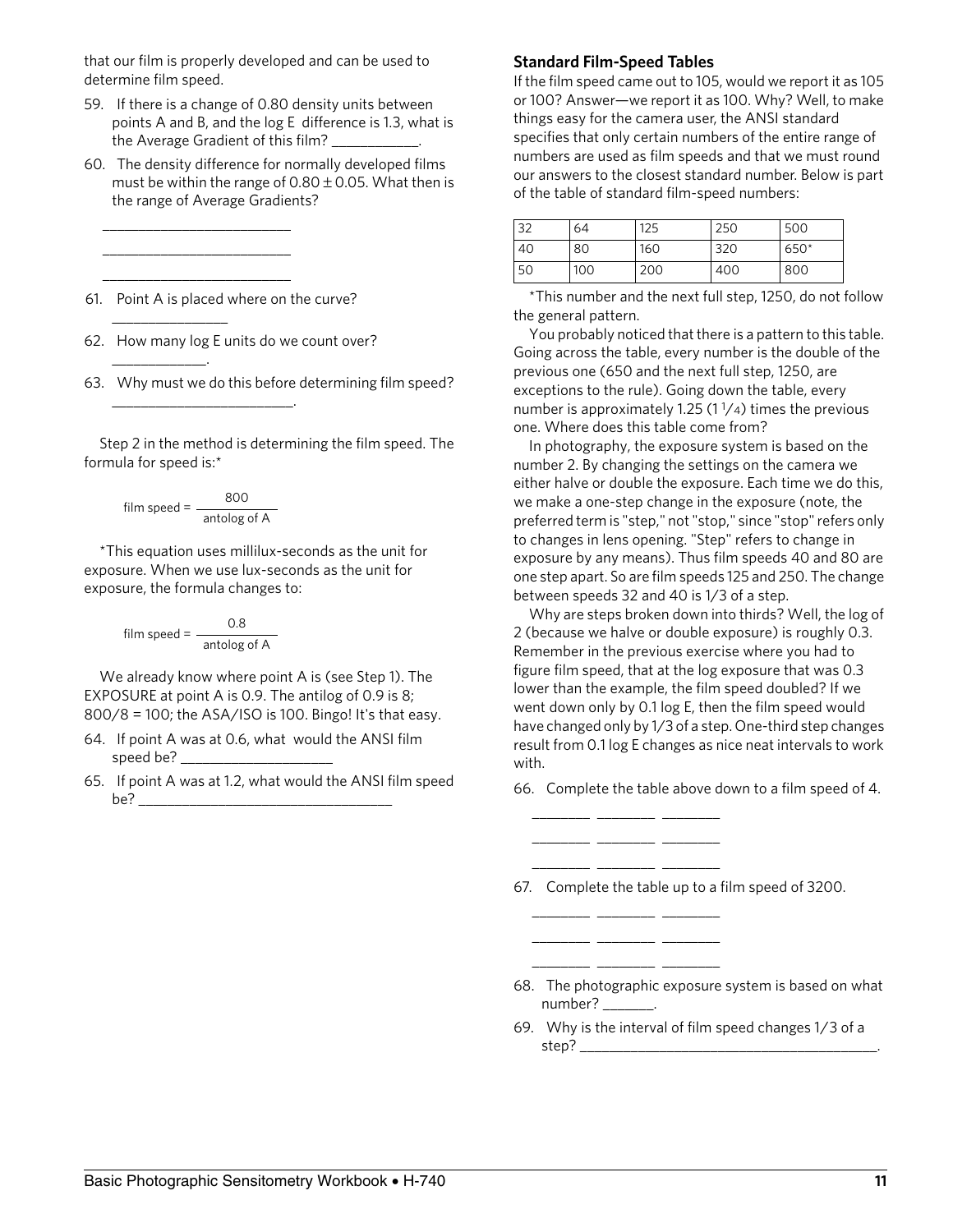that our film is properly developed and can be used to determine film speed.

59. If there is a change of 0.80 density units between points A and B, and the log E difference is 1.3, what is the Average Gradient of this film? ___________.

60. The density difference for normally developed films must be within the range of 0.80 ± 0.05. What then is the range of Average Gradients?

    ________________________

    ________________________

    ________________________

61. Point A is placed where on the curve? _______________

62. How many log E units do we count over? ____________.

63. Why must we do this before determining film speed? _______________________.

Step 2 in the method is determining the film speed. The formula for speed is:*

$$\text{film speed} = \frac{800}{\text{antolog of A}}$$

*This equation uses millilux-seconds as the unit for exposure. When we use lux-seconds as the unit for exposure, the formula changes to:

$$\text{film speed} = \frac{0.8}{\text{antolog of A}}$$

We already know where point A is (see Step 1). The EXPOSURE at point A is 0.9. The antilog of 0.9 is 8; 800/8 = 100; the ASA/ISO is 100. Bingo! It's that easy.

64. If point A was at 0.6, what would the ANSI film speed be? ____________________

65. If point A was at 1.2, what would the ANSI film speed be? _________________________________

### Standard Film-Speed Tables

If the film speed came out to 105, would we report it as 105 or 100? Answer—we report it as 100. Why? Well, to make things easy for the camera user, the ANSI standard specifies that only certain numbers of the entire range of numbers are used as film speeds and that we must round our answers to the closest standard number. Below is part of the table of standard film-speed numbers:

| 32 | 64 | 125 | 250 | 500 |
|---|---|---|---|---|
| 40 | 80 | 160 | 320 | 650* |
| 50 | 100 | 200 | 400 | 800 |

*This number and the next full step, 1250, do not follow the general pattern.

You probably noticed that there is a pattern to this table. Going across the table, every number is the double of the previous one (650 and the next full step, 1250, are exceptions to the rule). Going down the table, every number is approximately 1.25 (1 1/4) times the previous one. Where does this table come from?

In photography, the exposure system is based on the number 2. By changing the settings on the camera we either halve or double the exposure. Each time we do this, we make a one-step change in the exposure (note, the preferred term is "step," not "stop," since "stop" refers only to changes in lens opening. "Step" refers to change in exposure by any means). Thus film speeds 40 and 80 are one step apart. So are film speeds 125 and 250. The change between speeds 32 and 40 is 1/3 of a step.

Why are steps broken down into thirds? Well, the log of 2 (because we halve or double exposure) is roughly 0.3. Remember in the previous exercise where you had to figure film speed, that at the log exposure that was 0.3 lower than the example, the film speed doubled? If we went down only by 0.1 log E, then the film speed would have changed only by 1/3 of a step. One-third step changes result from 0.1 log E changes as nice neat intervals to work with.

66. Complete the table above down to a film speed of 4.

    _______ _______ _______

    _______ _______ _______

    _______ _______ _______

67. Complete the table up to a film speed of 3200.

    _______ _______ _______

    _______ _______ _______

    _______ _______ _______

68. The photographic exposure system is based on what number? _______.

69. Why is the interval of film speed changes 1/3 of a step? _______________________________________.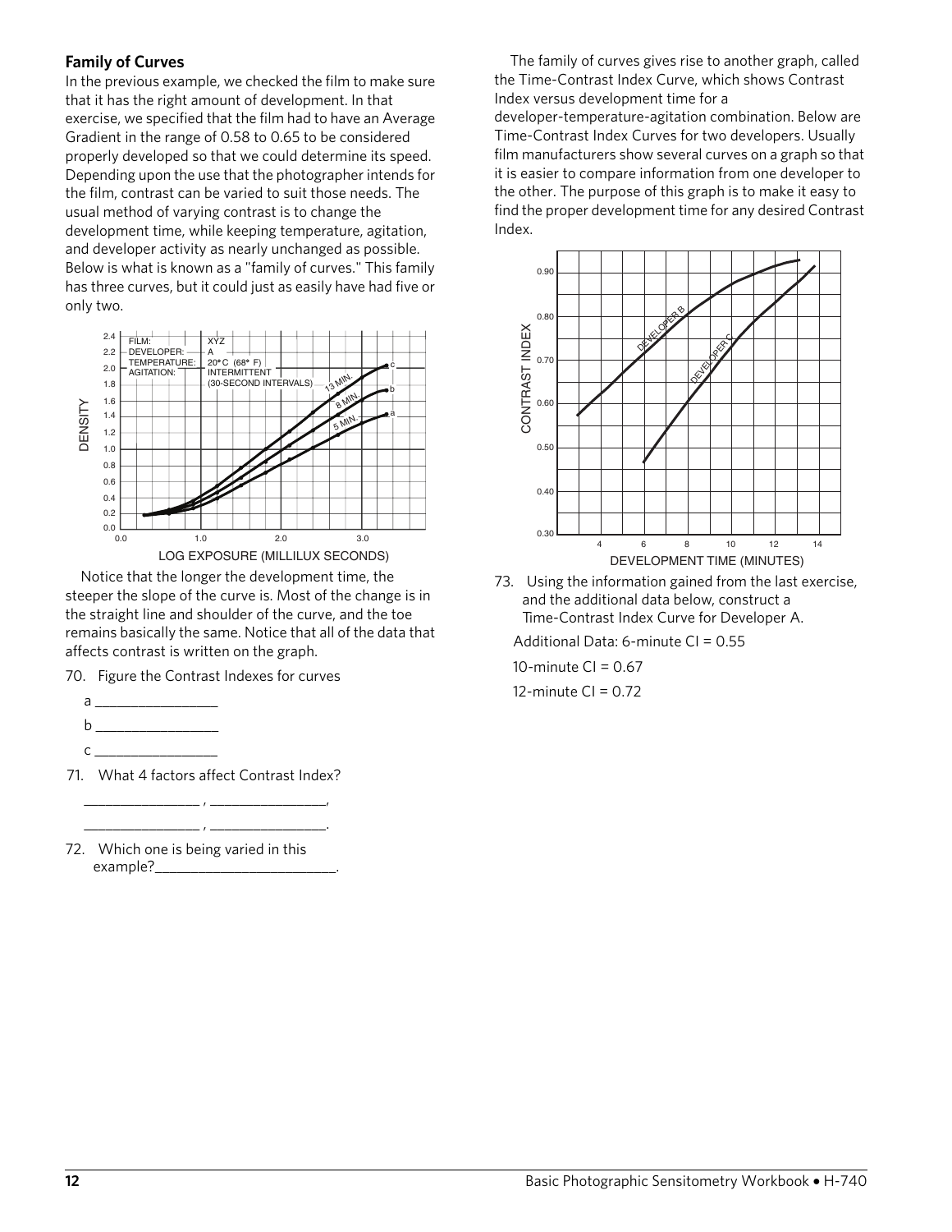### Family of Curves

In the previous example, we checked the film to make sure that it has the right amount of development. In that exercise, we specified that the film had to have an Average Gradient in the range of 0.58 to 0.65 to be considered properly developed so that we could determine its speed. Depending upon the use that the photographer intends for the film, contrast can be varied to suit those needs. The usual method of varying contrast is to change the development time, while keeping temperature, agitation, and developer activity as nearly unchanged as possible. Below is what is known as a "family of curves." This family has three curves, but it could just as easily have had five or only two.

Notice that the longer the development time, the steeper the slope of the curve is. Most of the change is in the straight line and shoulder of the curve, and the toe remains basically the same. Notice that all of the data that affects contrast is written on the graph.

70. Figure the Contrast Indexes for curves

 a ________________

 b ________________

 c ________________

71. What 4 factors affect Contrast Index?

 ________________ , ________________,

 ________________ , ________________.

72. Which one is being varied in this example?________________________.

The family of curves gives rise to another graph, called the Time-Contrast Index Curve, which shows Contrast Index versus development time for a developer-temperature-agitation combination. Below are Time-Contrast Index Curves for two developers. Usually film manufacturers show several curves on a graph so that it is easier to compare information from one developer to the other. The purpose of this graph is to make it easy to find the proper development time for any desired Contrast Index.

73. Using the information gained from the last exercise, and the additional data below, construct a Time-Contrast Index Curve for Developer A.

 Additional Data: 6-minute CI = 0.55

 10-minute CI = 0.67

 12-minute CI = 0.72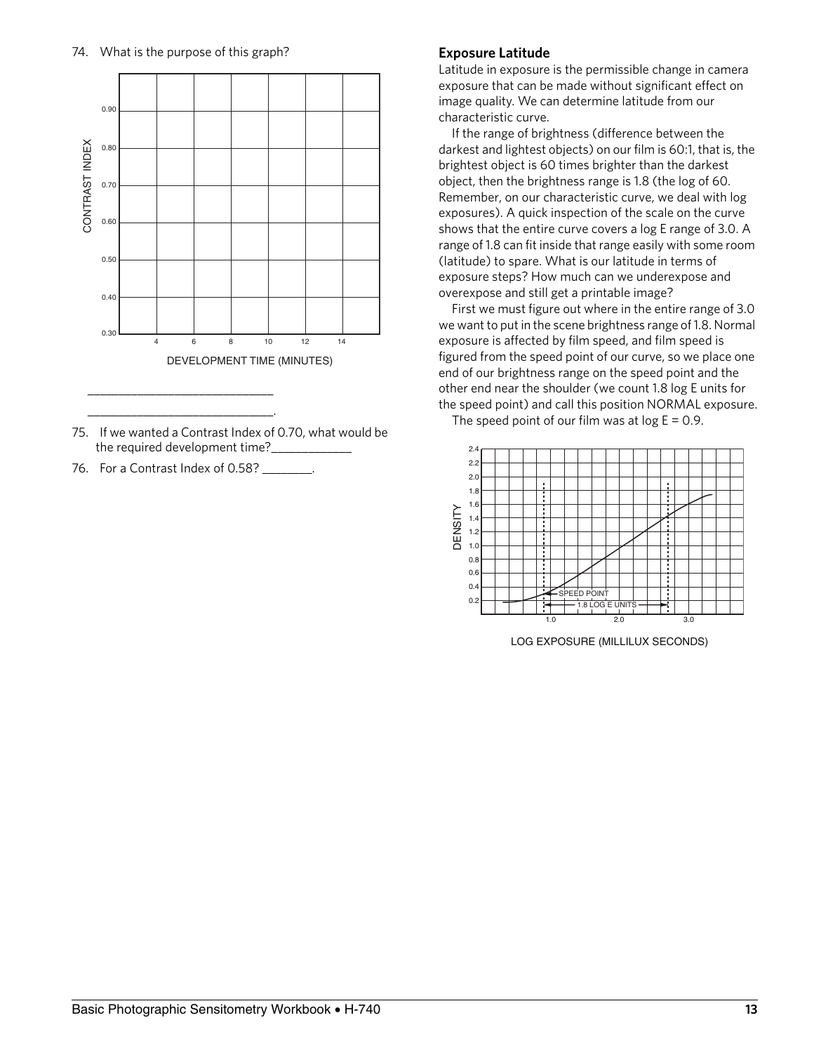74. What is the purpose of this graph?

______________________________

______________________________.

75. If we wanted a Contrast Index of 0.70, what would be the required development time?_____________

76. For a Contrast Index of 0.58? ________.

## Exposure Latitude

Latitude in exposure is the permissible change in camera exposure that can be made without significant effect on image quality. We can determine latitude from our characteristic curve.

If the range of brightness (difference between the darkest and lightest objects) on our film is 60:1, that is, the brightest object is 60 times brighter than the darkest object, then the brightness range is 1.8 (the log of 60. Remember, on our characteristic curve, we deal with log exposures). A quick inspection of the scale on the curve shows that the entire curve covers a log E range of 3.0. A range of 1.8 can fit inside that range easily with some room (latitude) to spare. What is our latitude in terms of exposure steps? How much can we underexpose and overexpose and still get a printable image?

First we must figure out where in the entire range of 3.0 we want to put in the scene brightness range of 1.8. Normal exposure is affected by film speed, and film speed is figured from the speed point of our curve, so we place one end of our brightness range on the speed point and the other end near the shoulder (we count 1.8 log E units for the speed point) and call this position NORMAL exposure.

The speed point of our film was at log E = 0.9.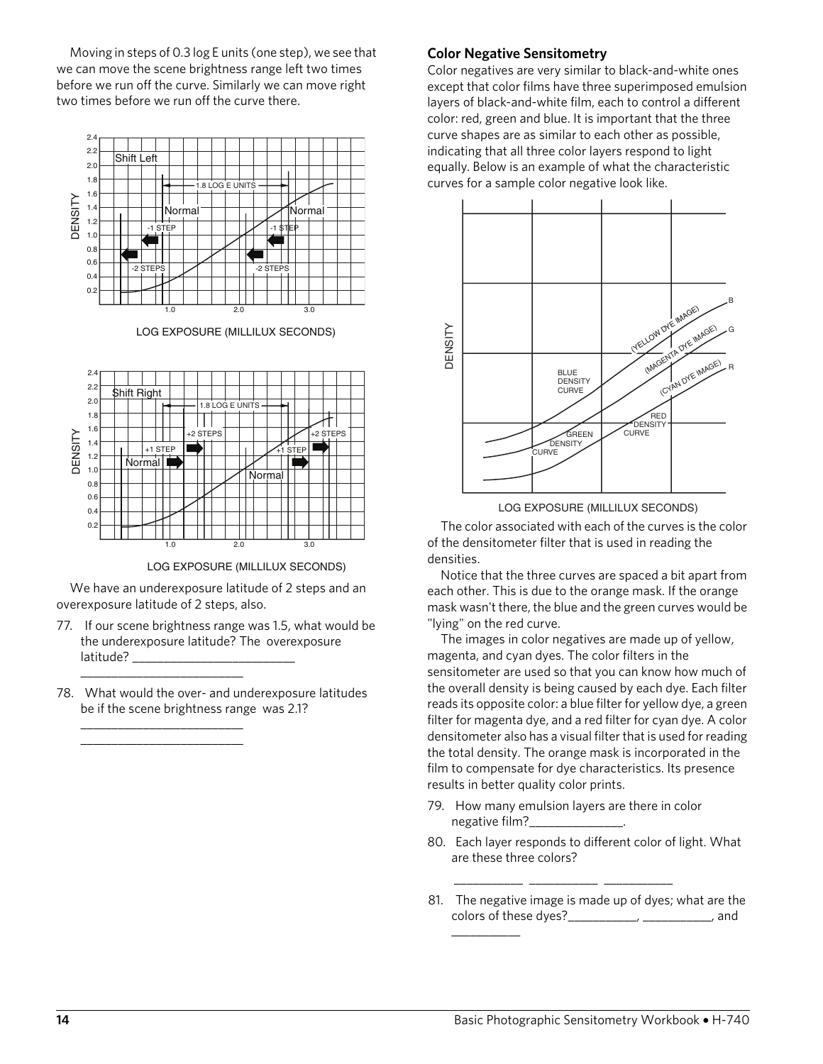Moving in steps of 0.3 log E units (one step), we see that we can move the scene brightness range left two times before we run off the curve. Similarly we can move right two times before we run off the curve there.

We have an underexposure latitude of 2 steps and an overexposure latitude of 2 steps, also.

77. If our scene brightness range was 1.5, what would be the underexposure latitude? The overexposure latitude? ___________________________

___________________________

78. What would the over- and underexposure latitudes be if the scene brightness range was 2.1?

___________________________

___________________________

## Color Negative Sensitometry

Color negatives are very similar to black-and-white ones except that color films have three superimposed emulsion layers of black-and-white film, each to control a different color: red, green and blue. It is important that the three curve shapes are as similar to each other as possible, indicating that all three color layers respond to light equally. Below is an example of what the characteristic curves for a sample color negative look like.

The color associated with each of the curves is the color of the densitometer filter that is used in reading the densities.

Notice that the three curves are spaced a bit apart from each other. This is due to the orange mask. If the orange mask wasn't there, the blue and the green curves would be "lying" on the red curve.

The images in color negatives are made up of yellow, magenta, and cyan dyes. The color filters in the sensitometer are used so that you can know how much of the overall density is being caused by each dye. Each filter reads its opposite color: a blue filter for yellow dye, a green filter for magenta dye, and a red filter for cyan dye. A color densitometer also has a visual filter that is used for reading the total density. The orange mask is incorporated in the film to compensate for dye characteristics. Its presence results in better quality color prints.

79. How many emulsion layers are there in color negative film?_______________.

80. Each layer responds to different color of light. What are these three colors?

___________ ___________ ___________

81. The negative image is made up of dyes; what are the colors of these dyes?___________, ___________, and ___________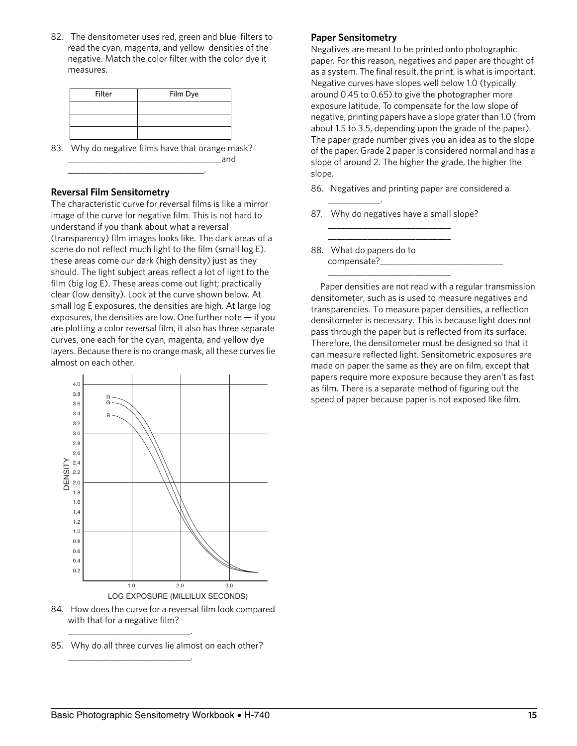82. The densitometer uses red, green and blue filters to read the cyan, magenta, and yellow densities of the negative. Match the color filter with the color dye it measures.

| Filter | Film Dye |
| --- | --- |
| | |
| | |
| | |

83. Why do negative films have that orange mask? ________________________________and ____________________________.

### Reversal Film Sensitometry

The characteristic curve for reversal films is like a mirror image of the curve for negative film. This is not hard to understand if you thank about what a reversal (transparency) film images looks like. The dark areas of a scene do not reflect much light to the film (small log E). these areas come our dark (high density) just as they should. The light subject areas reflect a lot of light to the film (big log E). These areas come out light; practically clear (low density). Look at the curve shown below. At small log E exposures, the densities are high. At large log exposures, the densities are low. One further note — if you are plotting a color reversal film, it also has three separate curves, one each for the cyan, magenta, and yellow dye layers. Because there is no orange mask, all these curves lie almost on each other.

84. How does the curve for a reversal film look compared with that for a negative film? __________________________.

85. Why do all three curves lie almost on each other? __________________________.

### Paper Sensitometry

Negatives are meant to be printed onto photographic paper. For this reason, negatives and paper are thought of as a system. The final result, the print, is what is important. Negative curves have slopes well below 1.0 (typically around 0.45 to 0.65) to give the photographer more exposure latitude. To compensate for the low slope of negative, printing papers have a slope grater than 1.0 (from about 1.5 to 3.5, depending upon the grade of the paper). The paper grade number gives you an idea as to the slope of the paper. Grade 2 paper is considered normal and has a slope of around 2. The higher the grade, the higher the slope.

86. Negatives and printing paper are considered a ___________.

87. Why do negatives have a small slope? __________________________ __________________________

88. What do papers do to compensate?__________________________ __________________________

Paper densities are not read with a regular transmission densitometer, such as is used to measure negatives and transparencies. To measure paper densities, a reflection densitometer is necessary. This is because light does not pass through the paper but is reflected from its surface. Therefore, the densitometer must be designed so that it can measure reflected light. Sensitometric exposures are made on paper the same as they are on film, except that papers require more exposure because they aren't as fast as film. There is a separate method of figuring out the speed of paper because paper is not exposed like film.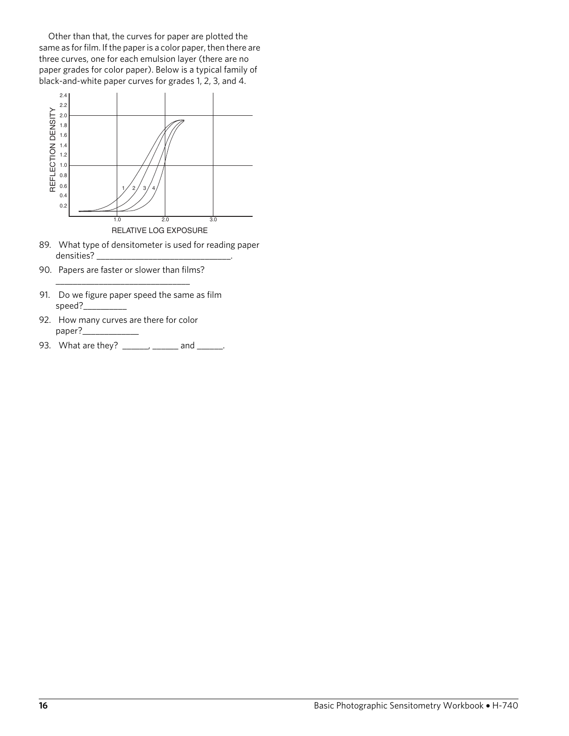Other than that, the curves for paper are plotted the same as for film. If the paper is a color paper, then there are three curves, one for each emulsion layer (there are no paper grades for color paper). Below is a typical family of black-and-white paper curves for grades 1, 2, 3, and 4.

89. What type of densitometer is used for reading paper densities? ______________________________.

90. Papers are faster or slower than films? ______________________________

91. Do we figure paper speed the same as film speed?__________

92. How many curves are there for color paper?_____________

93. What are they? ______, ______ and ______.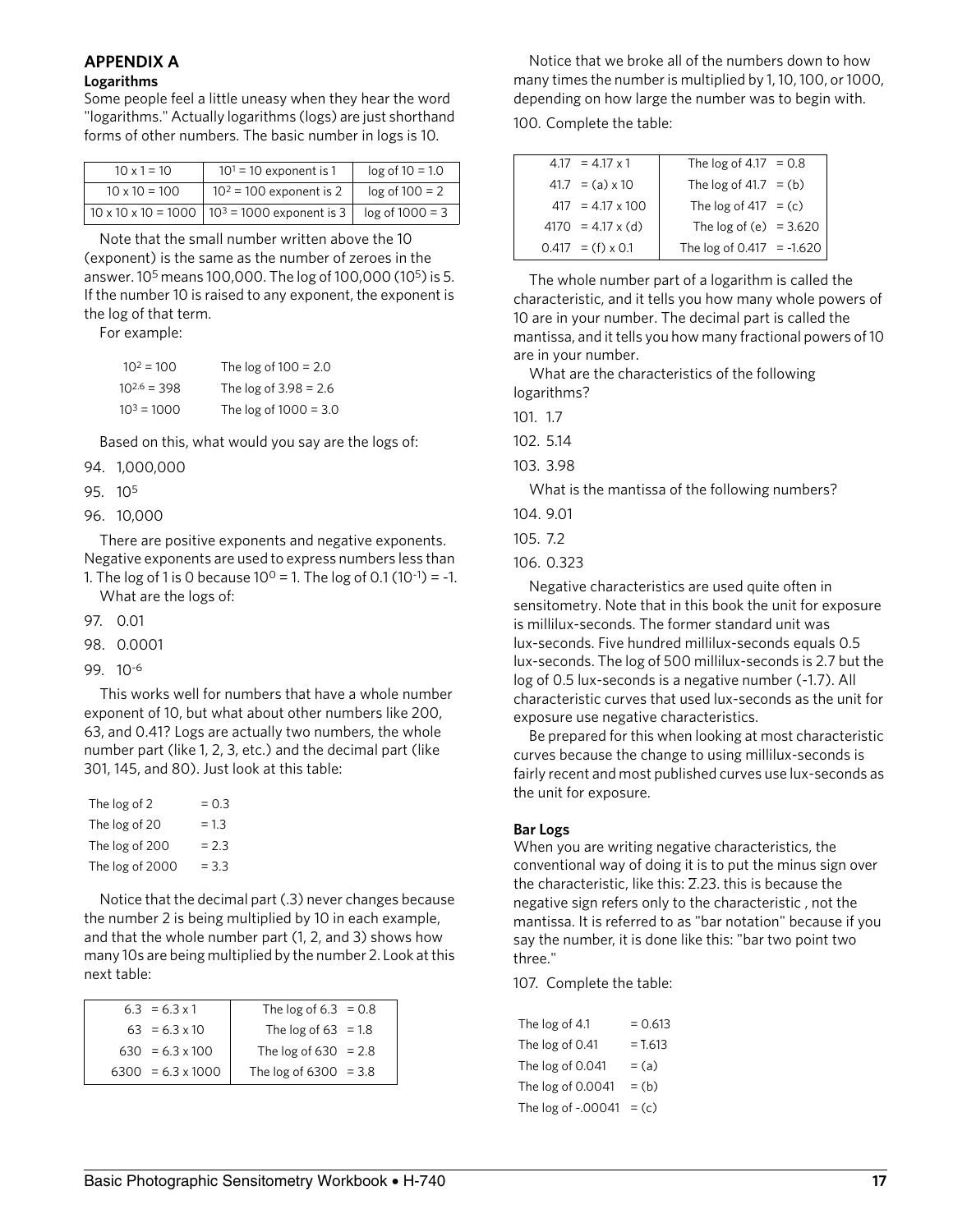## APPENDIX A

### Logarithms

Some people feel a little uneasy when they hear the word "logarithms." Actually logarithms (logs) are just shorthand forms of other numbers. The basic number in logs is 10.

| | | |
|---|---|---|
| 10 x 1 = 10 | $10^1$ = 10 exponent is 1 | log of 10 = 1.0 |
| 10 x 10 = 100 | $10^2$ = 100 exponent is 2 | log of 100 = 2 |
| 10 x 10 x 10 = 1000 | $10^3$ = 1000 exponent is 3 | log of 1000 = 3 |

Note that the small number written above the 10 (exponent) is the same as the number of zeroes in the answer. $10^5$ means 100,000. The log of 100,000 ($10^5$) is 5. If the number 10 is raised to any exponent, the exponent is the log of that term.

For example:

| | |
|---|---|
| $10^2$ = 100 | The log of 100 = 2.0 |
| $10^{2.6}$ = 398 | The log of 3.98 = 2.6 |
| $10^3$ = 1000 | The log of 1000 = 3.0 |

Based on this, what would you say are the logs of:

94. 1,000,000

95. $10^5$

96. 10,000

There are positive exponents and negative exponents. Negative exponents are used to express numbers less than 1. The log of 1 is 0 because $10^0$ = 1. The log of 0.1 ($10^{-1}$) = -1.

What are the logs of:

97. 0.01

98. 0.0001

99. $10^{-6}$

This works well for numbers that have a whole number exponent of 10, but what about other numbers like 200, 63, and 0.41? Logs are actually two numbers, the whole number part (like 1, 2, 3, etc.) and the decimal part (like 301, 145, and 80). Just look at this table:

| | |
|---|---|
| The log of 2 | = 0.3 |
| The log of 20 | = 1.3 |
| The log of 200 | = 2.3 |
| The log of 2000 | = 3.3 |

Notice that the decimal part (.3) never changes because the number 2 is being multiplied by 10 in each example, and that the whole number part (1, 2, and 3) shows how many 10s are being multiplied by the number 2. Look at this next table:

| | |
|---|---|
| 6.3 = 6.3 x 1 | The log of 6.3 = 0.8 |
| 63 = 6.3 x 10 | The log of 63 = 1.8 |
| 630 = 6.3 x 100 | The log of 630 = 2.8 |
| 6300 = 6.3 x 1000 | The log of 6300 = 3.8 |

Notice that we broke all of the numbers down to how many times the number is multiplied by 1, 10, 100, or 1000, depending on how large the number was to begin with.

100. Complete the table:

| | |
|---|---|
| 4.17 = 4.17 x 1 | The log of 4.17 = 0.8 |
| 41.7 = (a) x 10 | The log of 41.7 = (b) |
| 417 = 4.17 x 100 | The log of 417 = (c) |
| 4170 = 4.17 x (d) | The log of (e) = 3.620 |
| 0.417 = (f) x 0.1 | The log of 0.417 = -1.620 |

The whole number part of a logarithm is called the characteristic, and it tells you how many whole powers of 10 are in your number. The decimal part is called the mantissa, and it tells you how many fractional powers of 10 are in your number.

What are the characteristics of the following logarithms?

101. 1.7

102. 5.14

103. 3.98

What is the mantissa of the following numbers?

104. 9.01

105. 7.2

106. 0.323

Negative characteristics are used quite often in sensitometry. Note that in this book the unit for exposure is millilux-seconds. The former standard unit was lux-seconds. Five hundred millilux-seconds equals 0.5 lux-seconds. The log of 500 millilux-seconds is 2.7 but the log of 0.5 lux-seconds is a negative number (-1.7). All characteristic curves that used lux-seconds as the unit for exposure use negative characteristics.

Be prepared for this when looking at most characteristic curves because the change to using millilux-seconds is fairly recent and most published curves use lux-seconds as the unit for exposure.

### Bar Logs

When you are writing negative characteristics, the conventional way of doing it is to put the minus sign over the characteristic, like this: $\bar{2}.23$. this is because the negative sign refers only to the characteristic , not the mantissa. It is referred to as "bar notation" because if you say the number, it is done like this: "bar two point two three."

107. Complete the table:

| | |
|---|---|
| The log of 4.1 | = 0.613 |
| The log of 0.41 | = $\bar{1}.613$ |
| The log of 0.041 | = (a) |
| The log of 0.0041 | = (b) |
| The log of -.00041 | = (c) |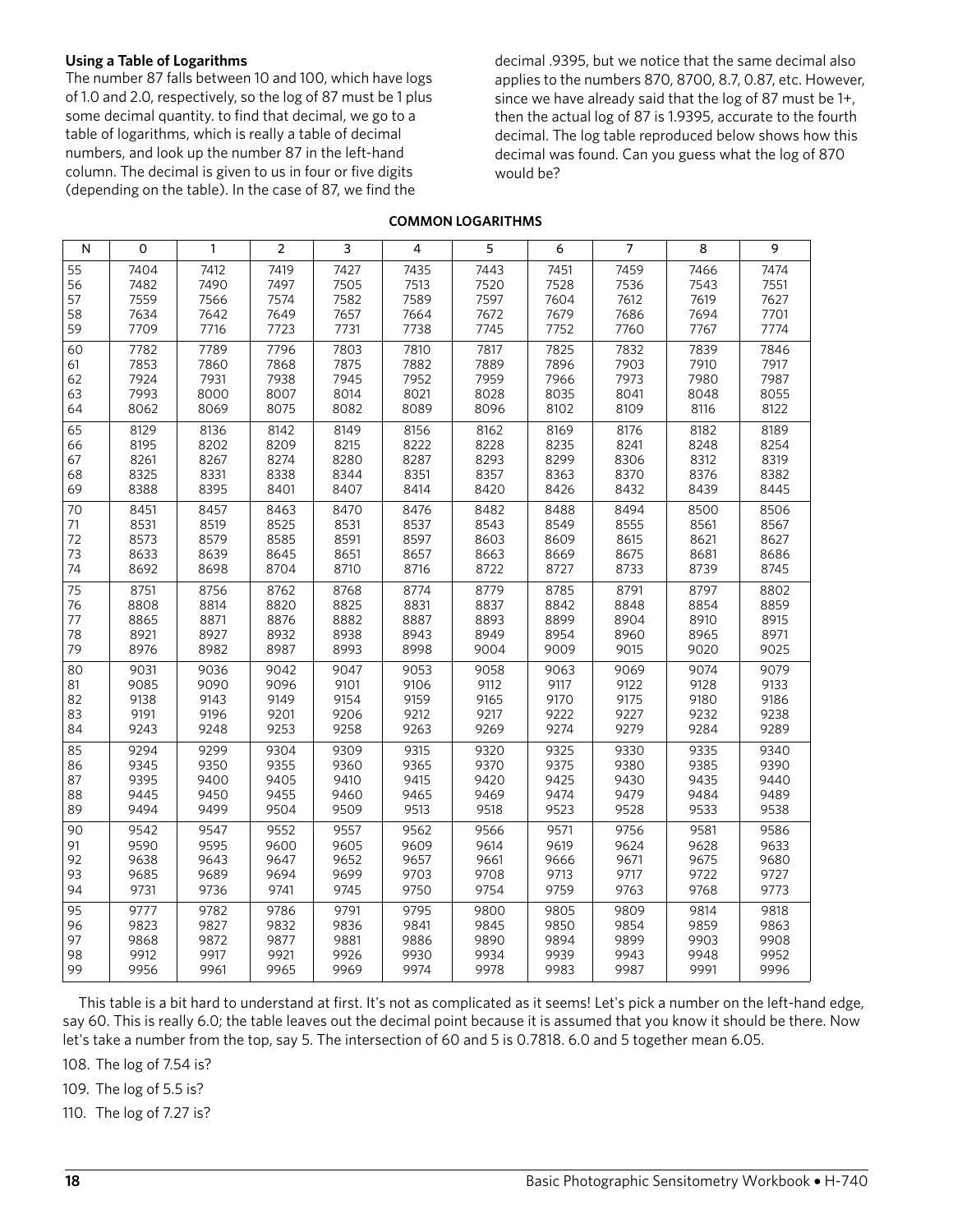### Using a Table of Logarithms

The number 87 falls between 10 and 100, which have logs of 1.0 and 2.0, respectively, so the log of 87 must be 1 plus some decimal quantity. to find that decimal, we go to a table of logarithms, which is really a table of decimal numbers, and look up the number 87 in the left-hand column. The decimal is given to us in four or five digits (depending on the table). In the case of 87, we find the decimal .9395, but we notice that the same decimal also applies to the numbers 870, 8700, 8.7, 0.87, etc. However, since we have already said that the log of 87 must be 1+, then the actual log of 87 is 1.9395, accurate to the fourth decimal. The log table reproduced below shows how this decimal was found. Can you guess what the log of 870 would be?

**COMMON LOGARITHMS**

| N | 0 | 1 | 2 | 3 | 4 | 5 | 6 | 7 | 8 | 9 |
|---|---|---|---|---|---|---|---|---|---|---|
| 55 | 7404 | 7412 | 7419 | 7427 | 7435 | 7443 | 7451 | 7459 | 7466 | 7474 |
| 56 | 7482 | 7490 | 7497 | 7505 | 7513 | 7520 | 7528 | 7536 | 7543 | 7551 |
| 57 | 7559 | 7566 | 7574 | 7582 | 7589 | 7597 | 7604 | 7612 | 7619 | 7627 |
| 58 | 7634 | 7642 | 7649 | 7657 | 7664 | 7672 | 7679 | 7686 | 7694 | 7701 |
| 59 | 7709 | 7716 | 7723 | 7731 | 7738 | 7745 | 7752 | 7760 | 7767 | 7774 |
| 60 | 7782 | 7789 | 7796 | 7803 | 7810 | 7817 | 7825 | 7832 | 7839 | 7846 |
| 61 | 7853 | 7860 | 7868 | 7875 | 7882 | 7889 | 7896 | 7903 | 7910 | 7917 |
| 62 | 7924 | 7931 | 7938 | 7945 | 7952 | 7959 | 7966 | 7973 | 7980 | 7987 |
| 63 | 7993 | 8000 | 8007 | 8014 | 8021 | 8028 | 8035 | 8041 | 8048 | 8055 |
| 64 | 8062 | 8069 | 8075 | 8082 | 8089 | 8096 | 8102 | 8109 | 8116 | 8122 |
| 65 | 8129 | 8136 | 8142 | 8149 | 8156 | 8162 | 8169 | 8176 | 8182 | 8189 |
| 66 | 8195 | 8202 | 8209 | 8215 | 8222 | 8228 | 8235 | 8241 | 8248 | 8254 |
| 67 | 8261 | 8267 | 8274 | 8280 | 8287 | 8293 | 8299 | 8306 | 8312 | 8319 |
| 68 | 8325 | 8331 | 8338 | 8344 | 8351 | 8357 | 8363 | 8370 | 8376 | 8382 |
| 69 | 8388 | 8395 | 8401 | 8407 | 8414 | 8420 | 8426 | 8432 | 8439 | 8445 |
| 70 | 8451 | 8457 | 8463 | 8470 | 8476 | 8482 | 8488 | 8494 | 8500 | 8506 |
| 71 | 8531 | 8519 | 8525 | 8531 | 8537 | 8543 | 8549 | 8555 | 8561 | 8567 |
| 72 | 8573 | 8579 | 8585 | 8591 | 8597 | 8603 | 8609 | 8615 | 8621 | 8627 |
| 73 | 8633 | 8639 | 8645 | 8651 | 8657 | 8663 | 8669 | 8675 | 8681 | 8686 |
| 74 | 8692 | 8698 | 8704 | 8710 | 8716 | 8722 | 8727 | 8733 | 8739 | 8745 |
| 75 | 8751 | 8756 | 8762 | 8768 | 8774 | 8779 | 8785 | 8791 | 8797 | 8802 |
| 76 | 8808 | 8814 | 8820 | 8825 | 8831 | 8837 | 8842 | 8848 | 8854 | 8859 |
| 77 | 8865 | 8871 | 8876 | 8882 | 8887 | 8893 | 8899 | 8904 | 8910 | 8915 |
| 78 | 8921 | 8927 | 8932 | 8938 | 8943 | 8949 | 8954 | 8960 | 8965 | 8971 |
| 79 | 8976 | 8982 | 8987 | 8993 | 8998 | 9004 | 9009 | 9015 | 9020 | 9025 |
| 80 | 9031 | 9036 | 9042 | 9047 | 9053 | 9058 | 9063 | 9069 | 9074 | 9079 |
| 81 | 9085 | 9090 | 9096 | 9101 | 9106 | 9112 | 9117 | 9122 | 9128 | 9133 |
| 82 | 9138 | 9143 | 9149 | 9154 | 9159 | 9165 | 9170 | 9175 | 9180 | 9186 |
| 83 | 9191 | 9196 | 9201 | 9206 | 9212 | 9217 | 9222 | 9227 | 9232 | 9238 |
| 84 | 9243 | 9248 | 9253 | 9258 | 9263 | 9269 | 9274 | 9279 | 9284 | 9289 |
| 85 | 9294 | 9299 | 9304 | 9309 | 9315 | 9320 | 9325 | 9330 | 9335 | 9340 |
| 86 | 9345 | 9350 | 9355 | 9360 | 9365 | 9370 | 9375 | 9380 | 9385 | 9390 |
| 87 | 9395 | 9400 | 9405 | 9410 | 9415 | 9420 | 9425 | 9430 | 9435 | 9440 |
| 88 | 9445 | 9450 | 9455 | 9460 | 9465 | 9469 | 9474 | 9479 | 9484 | 9489 |
| 89 | 9494 | 9499 | 9504 | 9509 | 9513 | 9518 | 9523 | 9528 | 9533 | 9538 |
| 90 | 9542 | 9547 | 9552 | 9557 | 9562 | 9566 | 9571 | 9756 | 9581 | 9586 |
| 91 | 9590 | 9595 | 9600 | 9605 | 9609 | 9614 | 9619 | 9624 | 9628 | 9633 |
| 92 | 9638 | 9643 | 9647 | 9652 | 9657 | 9661 | 9666 | 9671 | 9675 | 9680 |
| 93 | 9685 | 9689 | 9694 | 9699 | 9703 | 9708 | 9713 | 9717 | 9722 | 9727 |
| 94 | 9731 | 9736 | 9741 | 9745 | 9750 | 9754 | 9759 | 9763 | 9768 | 9773 |
| 95 | 9777 | 9782 | 9786 | 9791 | 9795 | 9800 | 9805 | 9809 | 9814 | 9818 |
| 96 | 9823 | 9827 | 9832 | 9836 | 9841 | 9845 | 9850 | 9854 | 9859 | 9863 |
| 97 | 9868 | 9872 | 9877 | 9881 | 9886 | 9890 | 9894 | 9899 | 9903 | 9908 |
| 98 | 9912 | 9917 | 9921 | 9926 | 9930 | 9934 | 9939 | 9943 | 9948 | 9952 |
| 99 | 9956 | 9961 | 9965 | 9969 | 9974 | 9978 | 9983 | 9987 | 9991 | 9996 |

This table is a bit hard to understand at first. It's not as complicated as it seems! Let's pick a number on the left-hand edge, say 60. This is really 6.0; the table leaves out the decimal point because it is assumed that you know it should be there. Now let's take a number from the top, say 5. The intersection of 60 and 5 is 0.7818. 6.0 and 5 together mean 6.05.

108. The log of 7.54 is?

109. The log of 5.5 is?

110. The log of 7.27 is?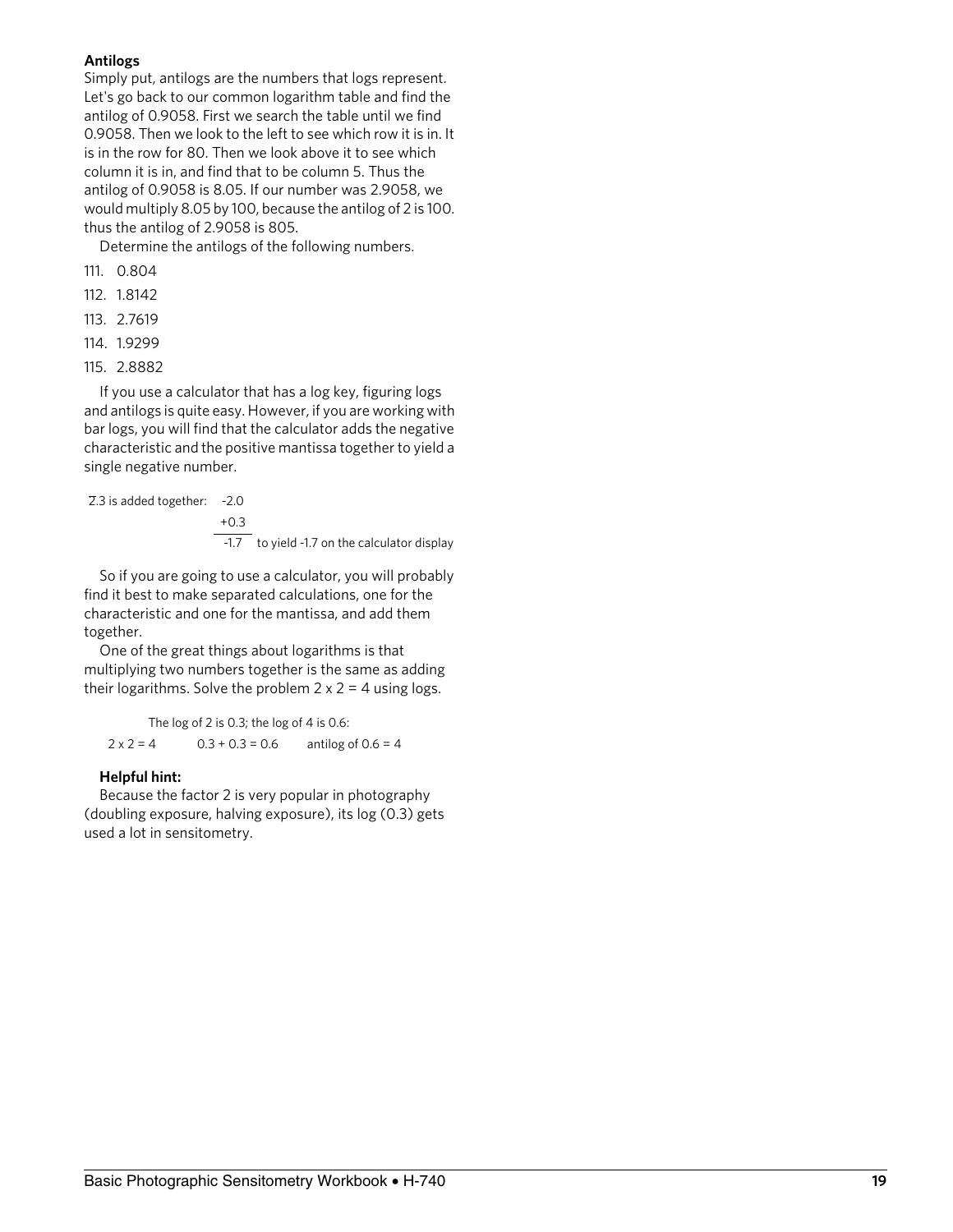**Antilogs**

Simply put, antilogs are the numbers that logs represent. Let's go back to our common logarithm table and find the antilog of 0.9058. First we search the table until we find 0.9058. Then we look to the left to see which row it is in. It is in the row for 80. Then we look above it to see which column it is in, and find that to be column 5. Thus the antilog of 0.9058 is 8.05. If our number was 2.9058, we would multiply 8.05 by 100, because the antilog of 2 is 100. thus the antilog of 2.9058 is 805.

Determine the antilogs of the following numbers.

111. 0.804
112. 1.8142
113. 2.7619
114. 1.9299
115. 2.8882

If you use a calculator that has a log key, figuring logs and antilogs is quite easy. However, if you are working with bar logs, you will find that the calculator adds the negative characteristic and the positive mantissa together to yield a single negative number.

$\bar{2}.3$ is added together:

$$\begin{array}{r} -2.0 \\ +0.3 \\ \hline -1.7 \end{array}$$

to yield -1.7 on the calculator display

So if you are going to use a calculator, you will probably find it best to make separated calculations, one for the characteristic and one for the mantissa, and add them together.

One of the great things about logarithms is that multiplying two numbers together is the same as adding their logarithms. Solve the problem 2 x 2 = 4 using logs.

The log of 2 is 0.3; the log of 4 is 0.6:

2 x 2 = 4 $\quad$ 0.3 + 0.3 = 0.6 $\quad$ antilog of 0.6 = 4

**Helpful hint:**

Because the factor 2 is very popular in photography (doubling exposure, halving exposure), its log (0.3) gets used a lot in sensitometry.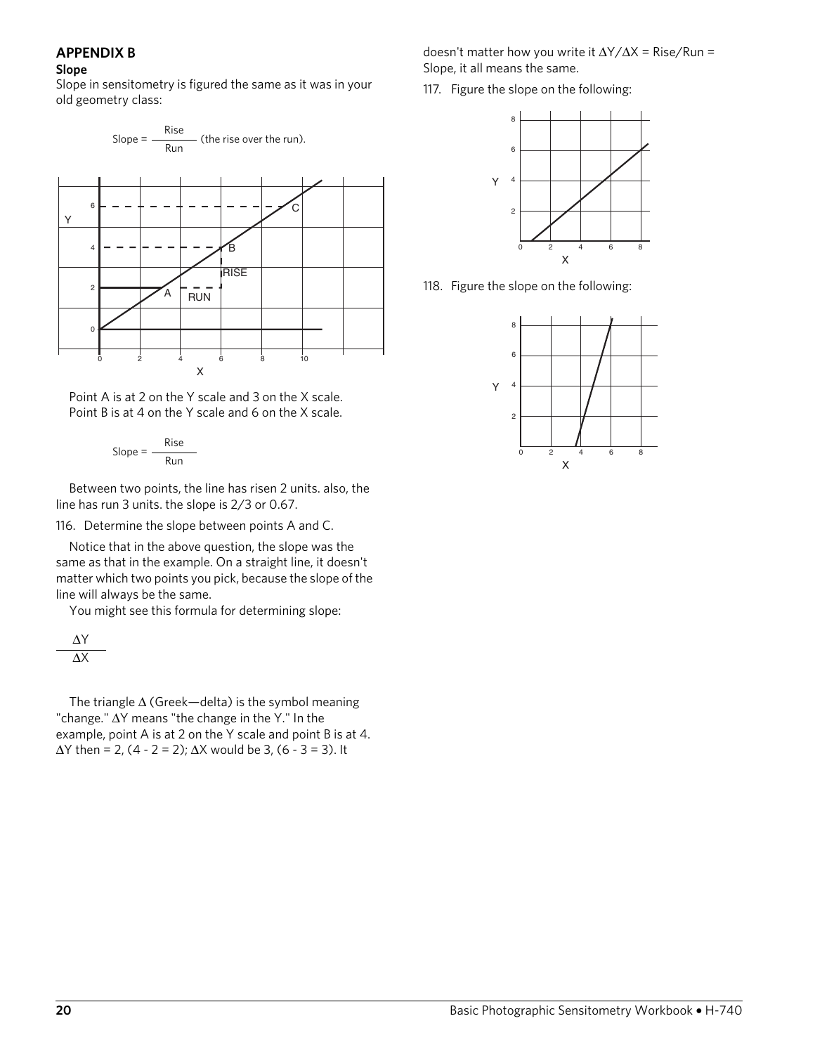## APPENDIX B

### Slope

Slope in sensitometry is figured the same as it was in your old geometry class:

$$\text{Slope} = \frac{\text{Rise}}{\text{Run}} \text{ (the rise over the run).}$$

Point A is at 2 on the Y scale and 3 on the X scale.
Point B is at 4 on the Y scale and 6 on the X scale.

$$\text{Slope} = \frac{\text{Rise}}{\text{Run}}$$

Between two points, the line has risen 2 units. also, the line has run 3 units. the slope is 2/3 or 0.67.

116. Determine the slope between points A and C.

Notice that in the above question, the slope was the same as that in the example. On a straight line, it doesn't matter which two points you pick, because the slope of the line will always be the same.

You might see this formula for determining slope:

$$\frac{\Delta Y}{\Delta X}$$

The triangle $\Delta$ (Greek—delta) is the symbol meaning "change." $\Delta Y$ means "the change in the Y." In the example, point A is at 2 on the Y scale and point B is at 4. $\Delta Y$ then = 2, (4 - 2 = 2); $\Delta X$ would be 3, (6 - 3 = 3). It doesn't matter how you write it $\Delta Y/\Delta X$ = Rise/Run = Slope, it all means the same.

117. Figure the slope on the following:

118. Figure the slope on the following: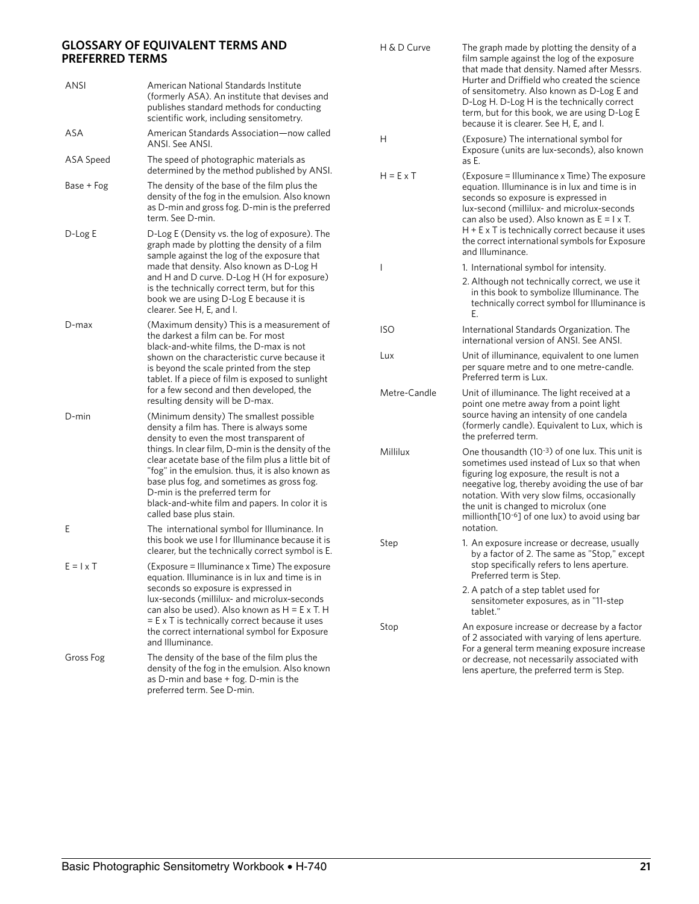## GLOSSARY OF EQUIVALENT TERMS AND PREFERRED TERMS

| Term | Definition |
|---|---|
| ANSI | American National Standards Institute (formerly ASA). An institute that devises and publishes standard methods for conducting scientific work, including sensitometry. |
| ASA | American Standards Association—now called ANSI. See ANSI. |
| ASA Speed | The speed of photographic materials as determined by the method published by ANSI. |
| Base + Fog | The density of the base of the film plus the density of the fog in the emulsion. Also known as D-min and gross fog. D-min is the preferred term. See D-min. |
| D-Log E | D-Log E (Density vs. the log of exposure). The graph made by plotting the density of a film sample against the log of the exposure that made that density. Also known as D-Log H and H and D curve. D-Log H (H for exposure) is the technically correct term, but for this book we are using D-Log E because it is clearer. See H, E, and I. |
| D-max | (Maximum density) This is a measurement of the darkest a film can be. For most black-and-white films, the D-max is not shown on the characteristic curve because it is beyond the scale printed from the step tablet. If a piece of film is exposed to sunlight for a few second and then developed, the resulting density will be D-max. |
| D-min | (Minimum density) The smallest possible density a film has. There is always some density to even the most transparent of things. In clear film, D-min is the density of the clear acetate base of the film plus a little bit of "fog" in the emulsion. thus, it is also known as base plus fog, and sometimes as gross fog. D-min is the preferred term for black-and-white film and papers. In color it is called base plus stain. |
| E | The international symbol for Illuminance. In this book we use I for Illuminance because it is clearer, but the technically correct symbol is E. |
| E = I x T | (Exposure = Illuminance x Time) The exposure equation. Illuminance is in lux and time is in seconds so exposure is expressed in lux-seconds (millilux- and microlux-seconds can also be used). Also known as H = E x T. H = E x T is technically correct because it uses the correct international symbol for Exposure and Illuminance. |
| Gross Fog | The density of the base of the film plus the density of the fog in the emulsion. Also known as D-min and base + fog. D-min is the preferred term. See D-min. |
| H & D Curve | The graph made by plotting the density of a film sample against the log of the exposure that made that density. Named after Messrs. Hurter and Driffield who created the science of sensitometry. Also known as D-Log E and D-Log H. D-Log H is the technically correct term, but for this book, we are using D-Log E because it is clearer. See H, E, and I. |
| H | (Exposure) The international symbol for Exposure (units are lux-seconds), also known as E. |
| H = E x T | (Exposure = Illuminance x Time) The exposure equation. Illuminance is in lux and time is in seconds so exposure is expressed in lux-second (millilux- and microlux-seconds can also be used). Also known as E = I x T. H + E x T is technically correct because it uses the correct international symbols for Exposure and Illuminance. |
| I | 1. International symbol for intensity. 2. Although not technically correct, we use it in this book to symbolize Illuminance. The technically correct symbol for Illuminance is E. |
| ISO | International Standards Organization. The international version of ANSI. See ANSI. |
| Lux | Unit of illuminance, equivalent to one lumen per square metre and to one metre-candle. Preferred term is Lux. |
| Metre-Candle | Unit of illuminance. The light received at a point one metre away from a point light source having an intensity of one candela (formerly candle). Equivalent to Lux, which is the preferred term. |
| Millilux | One thousandth ($10^{-3}$) of one lux. This unit is sometimes used instead of Lux so that when figuring log exposure, the result is not a neegative log, thereby avoiding the use of bar notation. With very slow films, occasionally the unit is changed to microlux (one millionth[$10^{-6}$] of one lux) to avoid using bar notation. |
| Step | 1. An exposure increase or decrease, usually by a factor of 2. The same as "Stop," except stop specifically refers to lens aperture. Preferred term is Step. 2. A patch of a step tablet used for sensitometer exposures, as in "11-step tablet." |
| Stop | An exposure increase or decrease by a factor of 2 associated with varying of lens aperture. For a general term meaning exposure increase or decrease, not necessarily associated with lens aperture, the preferred term is Step. |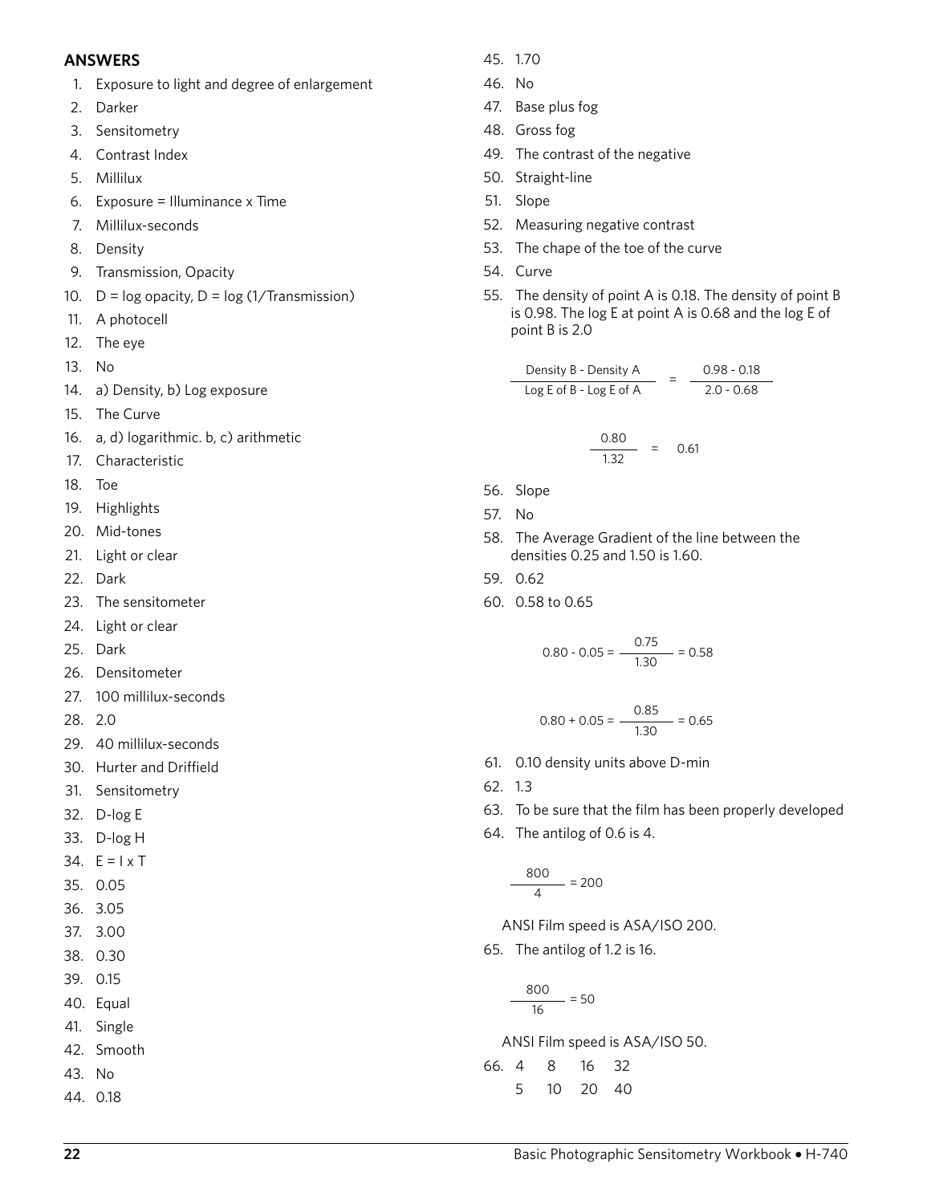## ANSWERS

1. Exposure to light and degree of enlargement
2. Darker
3. Sensitometry
4. Contrast Index
5. Millilux
6. Exposure = Illuminance x Time
7. Millilux-seconds
8. Density
9. Transmission, Opacity
10. D = log opacity, D = log (1/Transmission)
11. A photocell
12. The eye
13. No
14. a) Density, b) Log exposure
15. The Curve
16. a, d) logarithmic. b, c) arithmetic
17. Characteristic
18. Toe
19. Highlights
20. Mid-tones
21. Light or clear
22. Dark
23. The sensitometer
24. Light or clear
25. Dark
26. Densitometer
27. 100 millilux-seconds
28. 2.0
29. 40 millilux-seconds
30. Hurter and Driffield
31. Sensitometry
32. D-log E
33. D-log H
34. E = I x T
35. 0.05
36. 3.05
37. 3.00
38. 0.30
39. 0.15
40. Equal
41. Single
42. Smooth
43. No
44. 0.18
45. 1.70
46. No
47. Base plus fog
48. Gross fog
49. The contrast of the negative
50. Straight-line
51. Slope
52. Measuring negative contrast
53. The chape of the toe of the curve
54. Curve
55. The density of point A is 0.18. The density of point B is 0.98. The log E at point A is 0.68 and the log E of point B is 2.0

$$\frac{\text{Density B - Density A}}{\text{Log E of B - Log E of A}} = \frac{0.98 - 0.18}{2.0 - 0.68}$$

$$\frac{0.80}{1.32} = 0.61$$

56. Slope
57. No
58. The Average Gradient of the line between the densities 0.25 and 1.50 is 1.60.
59. 0.62
60. 0.58 to 0.65

$$0.80 - 0.05 = \frac{0.75}{1.30} = 0.58$$

$$0.80 + 0.05 = \frac{0.85}{1.30} = 0.65$$

61. 0.10 density units above D-min
62. 1.3
63. To be sure that the film has been properly developed
64. The antilog of 0.6 is 4.

$$\frac{800}{4} = 200$$

ANSI Film speed is ASA/ISO 200.

65. The antilog of 1.2 is 16.

$$\frac{800}{16} = 50$$

ANSI Film speed is ASA/ISO 50.

66. 4 8 16 32

5 10 20 40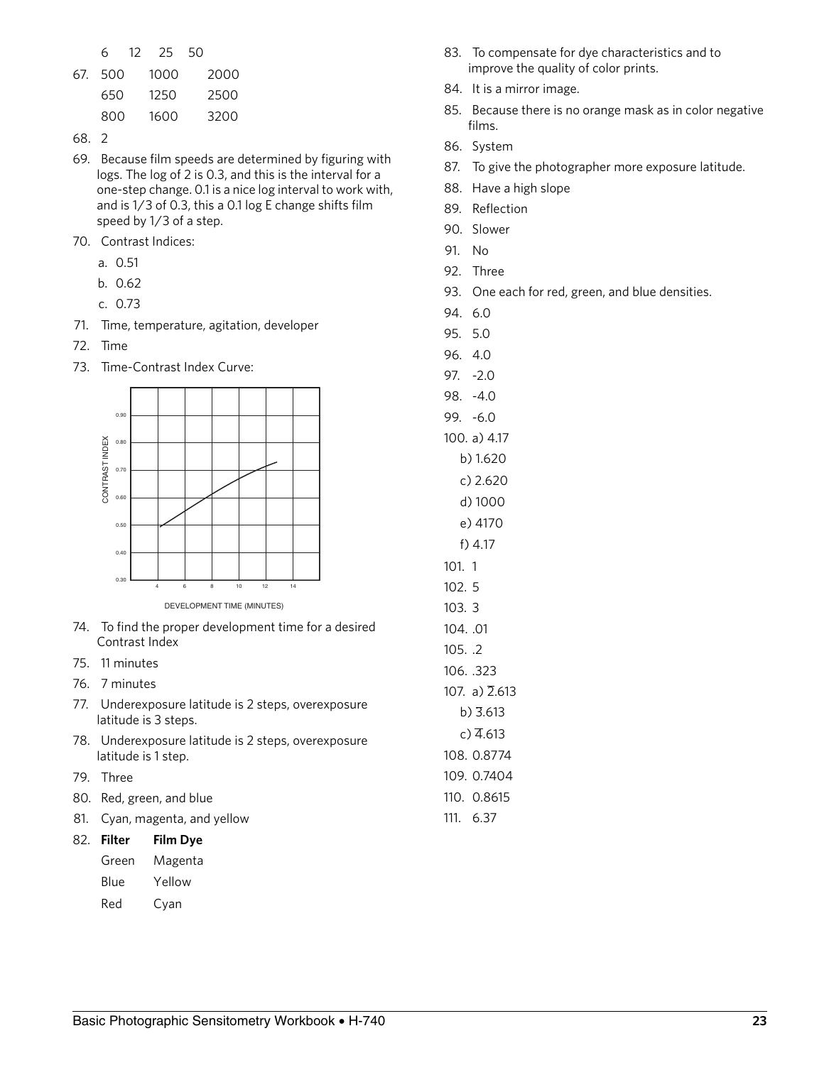| | | | |
|---|---|---|---|
| | 6 | 12 | 25 | 50 |

67.

| | | |
|---|---|---|
| 500 | 1000 | 2000 |
| 650 | 1250 | 2500 |
| 800 | 1600 | 3200 |

68. 2
69. Because film speeds are determined by figuring with logs. The log of 2 is 0.3, and this is the interval for a one-step change. 0.1 is a nice log interval to work with, and is 1/3 of 0.3, this a 0.1 log E change shifts film speed by 1/3 of a step.
70. Contrast Indices:
    a. 0.51
    b. 0.62
    c. 0.73
71. Time, temperature, agitation, developer
72. Time
73. Time-Contrast Index Curve:

CONTRAST INDEX (0.30–0.90) vs. DEVELOPMENT TIME (MINUTES) (4–14)

74. To find the proper development time for a desired Contrast Index
75. 11 minutes
76. 7 minutes
77. Underexposure latitude is 2 steps, overexposure latitude is 3 steps.
78. Underexposure latitude is 2 steps, overexposure latitude is 1 step.
79. Three
80. Red, green, and blue
81. Cyan, magenta, and yellow
82.

| **Filter** | **Film Dye** |
|---|---|
| Green | Magenta |
| Blue | Yellow |
| Red | Cyan |

83. To compensate for dye characteristics and to improve the quality of color prints.
84. It is a mirror image.
85. Because there is no orange mask as in color negative films.
86. System
87. To give the photographer more exposure latitude.
88. Have a high slope
89. Reflection
90. Slower
91. No
92. Three
93. One each for red, green, and blue densities.
94. 6.0
95. 5.0
96. 4.0
97. -2.0
98. -4.0
99. -6.0
100. a) 4.17
    b) 1.620
    c) 2.620
    d) 1000
    e) 4170
    f) 4.17
101. 1
102. 5
103. 3
104. .01
105. .2
106. .323
107. a) $\overline{2}.613$
    b) $\overline{3}.613$
    c) $\overline{4}.613$
108. 0.8774
109. 0.7404
110. 0.8615
111. 6.37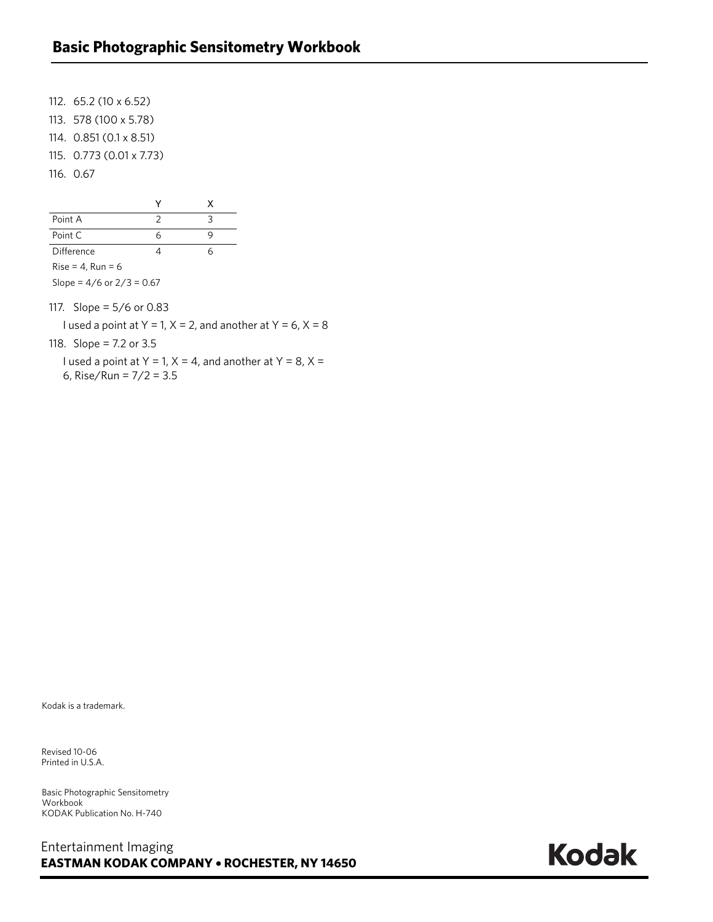112. 65.2 (10 x 6.52)
113. 578 (100 x 5.78)
114. 0.851 (0.1 x 8.51)
115. 0.773 (0.01 x 7.73)
116. 0.67

| | Y | X |
|---|---|---|
| Point A | 2 | 3 |
| Point C | 6 | 9 |
| Difference | 4 | 6 |

Rise = 4, Run = 6

Slope = 4/6 or 2/3 = 0.67

117. Slope = 5/6 or 0.83

    I used a point at Y = 1, X = 2, and another at Y = 6, X = 8

118. Slope = 7.2 or 3.5

    I used a point at Y = 1, X = 4, and another at Y = 8, X = 6, Rise/Run = 7/2 = 3.5

Kodak is a trademark.

Revised 10-06
Printed in U.S.A.

Basic Photographic Sensitometry Workbook
KODAK Publication No. H-740

Entertainment Imaging
**EASTMAN KODAK COMPANY • ROCHESTER, NY 14650**

**Kodak**